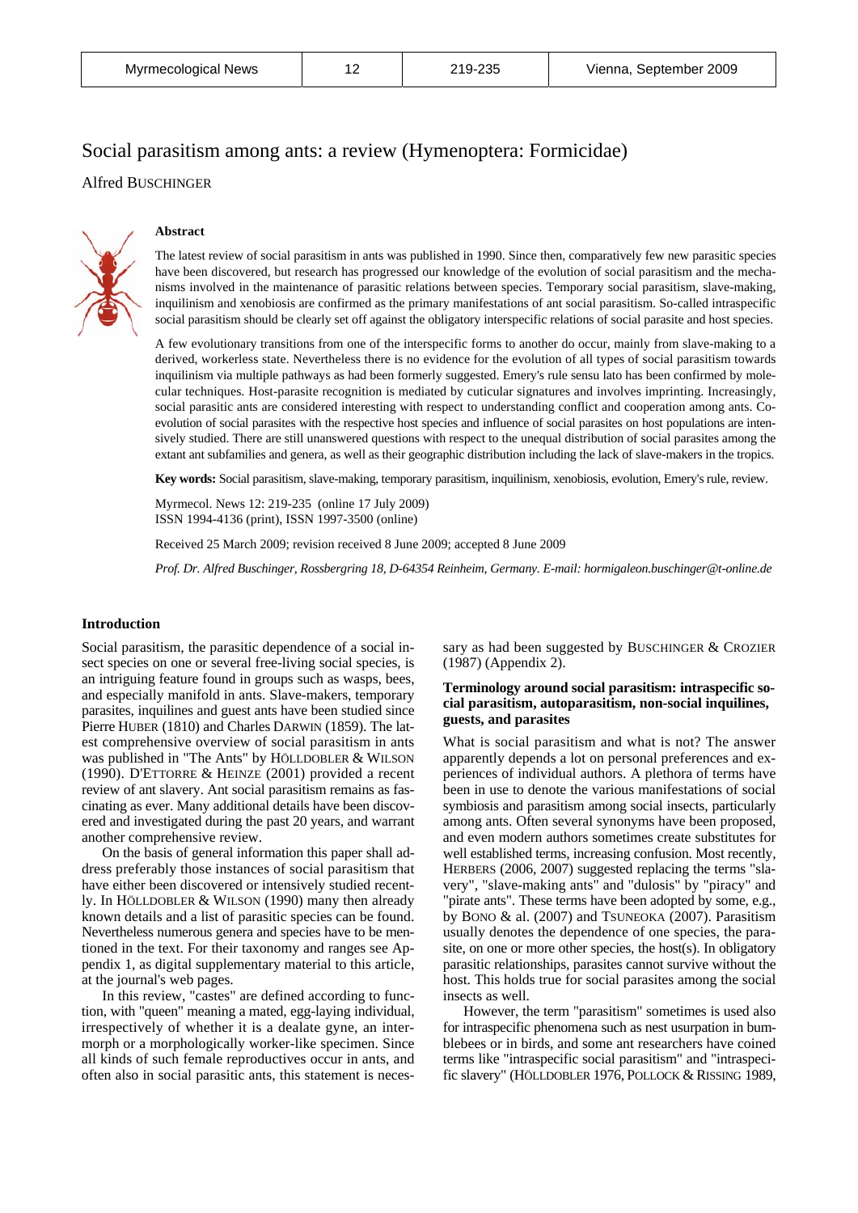# Social parasitism among ants: a review (Hymenoptera: Formicidae)

Alfred BUSCHINGER

### Abstract

The latest review of social parasitism in ants was published in 1990. Since then, comparatively few new parasitic species have been discovered, but research has progressed our knowledge of the evolution of social parasitism and the mechanisms involved in the maintenance of parasitic relations between species. Temporary social parasitism, slave-making, inquilinism and xenobiosis are confirmed as the primary manifestations of ant social parasitism. So-called intraspecific social parasitism should be clearly set off against the obligatory interspecific relations of social parasite and host species.

A few evolutionary transitions from one of the interspecific forms to another do occur, mainly from slave-making to a derived, workerless state. Nevertheless there is no evidence for the evolution of all types of social parasitism towards inquilinism via multiple pathways as had been formerly suggested. Emery's rule sensu lato has been confirmed by molecular techniques. Host-parasite recognition is mediated by cuticular signatures and involves imprinting. Increasingly, social parasitic ants are considered interesting with respect to understanding conflict and cooperation among ants. Coevolution of social parasites with the respective host species and influence of social parasites on host populations are intensively studied. There are still unanswered questions with respect to the unequal distribution of social parasites among the extant ant subfamilies and genera, as well as their geographic distribution including the lack of slave-makers in the tropics.

**Key words:** Social parasitism, slave-making, temporary parasitism, inquilinism, xenobiosis, evolution, Emery's rule, review.

Myrmecol. News 12: 219-235 (online 17 July 2009)
ISSN 1994-4136 (print), ISSN 1997-3500 (online)

Received 25 March 2009; revision received 8 June 2009; accepted 8 June 2009

*Prof. Dr. Alfred Buschinger, Rossbergring 18, D-64354 Reinheim, Germany. E-mail: hormigaleon.buschinger@t-online.de*

### Introduction

Social parasitism, the parasitic dependence of a social insect species on one or several free-living social species, is an intriguing feature found in groups such as wasps, bees, and especially manifold in ants. Slave-makers, temporary parasites, inquilines and guest ants have been studied since Pierre HUBER (1810) and Charles DARWIN (1859). The latest comprehensive overview of social parasitism in ants was published in "The Ants" by HÖLLDOBLER & WILSON (1990). D'ETTORRE & HEINZE (2001) provided a recent review of ant slavery. Ant social parasitism remains as fascinating as ever. Many additional details have been discovered and investigated during the past 20 years, and warrant another comprehensive review.

On the basis of general information this paper shall address preferably those instances of social parasitism that have either been discovered or intensively studied recently. In HÖLLDOBLER & WILSON (1990) many then already known details and a list of parasitic species can be found. Nevertheless numerous genera and species have to be mentioned in the text. For their taxonomy and ranges see Appendix 1, as digital supplementary material to this article, at the journal's web pages.

In this review, "castes" are defined according to function, with "queen" meaning a mated, egg-laying individual, irrespectively of whether it is a dealate gyne, an intermorph or a morphologically worker-like specimen. Since all kinds of such female reproductives occur in ants, and often also in social parasitic ants, this statement is necessary as had been suggested by BUSCHINGER & CROZIER (1987) (Appendix 2).

### Terminology around social parasitism: intraspecific social parasitism, autoparasitism, non-social inquilines, guests, and parasites

What is social parasitism and what is not? The answer apparently depends a lot on personal preferences and experiences of individual authors. A plethora of terms have been in use to denote the various manifestations of social symbiosis and parasitism among social insects, particularly among ants. Often several synonyms have been proposed, and even modern authors sometimes create substitutes for well established terms, increasing confusion. Most recently, HERBERS (2006, 2007) suggested replacing the terms "slavery", "slave-making ants" and "dulosis" by "piracy" and "pirate ants". These terms have been adopted by some, e.g., by BONO & al. (2007) and TSUNEOKA (2007). Parasitism usually denotes the dependence of one species, the parasite, on one or more other species, the host(s). In obligatory parasitic relationships, parasites cannot survive without the host. This holds true for social parasites among the social insects as well.

However, the term "parasitism" sometimes is used also for intraspecific phenomena such as nest usurpation in bumblebees or in birds, and some ant researchers have coined terms like "intraspecific social parasitism" and "intraspecific slavery" (HÖLLDOBLER 1976, POLLOCK & RISSING 1989,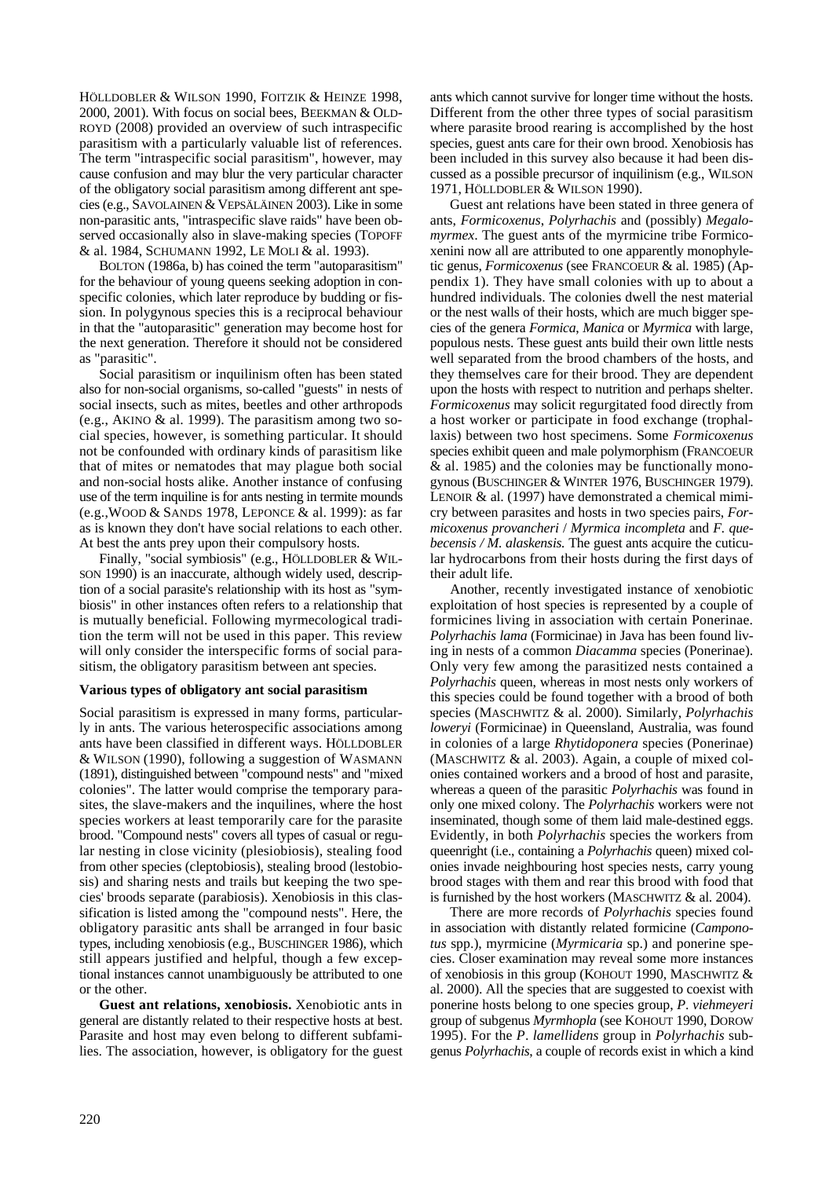HÖLLDOBLER & WILSON 1990, FOITZIK & HEINZE 1998, 2000, 2001). With focus on social bees, BEEKMAN & OLDROYD (2008) provided an overview of such intraspecific parasitism with a particularly valuable list of references. The term "intraspecific social parasitism", however, may cause confusion and may blur the very particular character of the obligatory social parasitism among different ant species (e.g., SAVOLAINEN & VEPSÄLÄINEN 2003). Like in some non-parasitic ants, "intraspecific slave raids" have been observed occasionally also in slave-making species (TOPOFF & al. 1984, SCHUMANN 1992, LE MOLI & al. 1993).

BOLTON (1986a, b) has coined the term "autoparasitism" for the behaviour of young queens seeking adoption in conspecific colonies, which later reproduce by budding or fission. In polygynous species this is a reciprocal behaviour in that the "autoparasitic" generation may become host for the next generation. Therefore it should not be considered as "parasitic".

Social parasitism or inquilinism often has been stated also for non-social organisms, so-called "guests" in nests of social insects, such as mites, beetles and other arthropods (e.g., AKINO & al. 1999). The parasitism among two social species, however, is something particular. It should not be confounded with ordinary kinds of parasitism like that of mites or nematodes that may plague both social and non-social hosts alike. Another instance of confusing use of the term inquiline is for ants nesting in termite mounds (e.g.,WOOD & SANDS 1978, LEPONCE & al. 1999): as far as is known they don't have social relations to each other. At best the ants prey upon their compulsory hosts.

Finally, "social symbiosis" (e.g., HÖLLDOBLER & WILSON 1990) is an inaccurate, although widely used, description of a social parasite's relationship with its host as "symbiosis" in other instances often refers to a relationship that is mutually beneficial. Following myrmecological tradition the term will not be used in this paper. This review will only consider the interspecific forms of social parasitism, the obligatory parasitism between ant species.

## Various types of obligatory ant social parasitism

Social parasitism is expressed in many forms, particularly in ants. The various heterospecific associations among ants have been classified in different ways. HÖLLDOBLER & WILSON (1990), following a suggestion of WASMANN (1891), distinguished between "compound nests" and "mixed colonies". The latter would comprise the temporary parasites, the slave-makers and the inquilines, where the host species workers at least temporarily care for the parasite brood. "Compound nests" covers all types of casual or regular nesting in close vicinity (plesiobiosis), stealing food from other species (cleptobiosis), stealing brood (lestobiosis) and sharing nests and trails but keeping the two species' broods separate (parabiosis). Xenobiosis in this classification is listed among the "compound nests". Here, the obligatory parasitic ants shall be arranged in four basic types, including xenobiosis (e.g., BUSCHINGER 1986), which still appears justified and helpful, though a few exceptional instances cannot unambiguously be attributed to one or the other.

**Guest ant relations, xenobiosis.** Xenobiotic ants in general are distantly related to their respective hosts at best. Parasite and host may even belong to different subfamilies. The association, however, is obligatory for the guest ants which cannot survive for longer time without the hosts. Different from the other three types of social parasitism where parasite brood rearing is accomplished by the host species, guest ants care for their own brood. Xenobiosis has been included in this survey also because it had been discussed as a possible precursor of inquilinism (e.g., WILSON 1971, HÖLLDOBLER & WILSON 1990).

Guest ant relations have been stated in three genera of ants, *Formicoxenus*, *Polyrhachis* and (possibly) *Megalomyrmex*. The guest ants of the myrmicine tribe Formicoxenini now all are attributed to one apparently monophyletic genus, *Formicoxenus* (see FRANCOEUR & al. 1985) (Appendix 1). They have small colonies with up to about a hundred individuals. The colonies dwell the nest material or the nest walls of their hosts, which are much bigger species of the genera *Formica*, *Manica* or *Myrmica* with large, populous nests. These guest ants build their own little nests well separated from the brood chambers of the hosts, and they themselves care for their brood. They are dependent upon the hosts with respect to nutrition and perhaps shelter. *Formicoxenus* may solicit regurgitated food directly from a host worker or participate in food exchange (trophallaxis) between two host specimens. Some *Formicoxenus* species exhibit queen and male polymorphism (FRANCOEUR & al. 1985) and the colonies may be functionally monogynous (BUSCHINGER & WINTER 1976, BUSCHINGER 1979). LENOIR & al. (1997) have demonstrated a chemical mimicry between parasites and hosts in two species pairs, *Formicoxenus provancheri* / *Myrmica incompleta* and *F. quebecensis / M. alaskensis.* The guest ants acquire the cuticular hydrocarbons from their hosts during the first days of their adult life.

Another, recently investigated instance of xenobiotic exploitation of host species is represented by a couple of formicines living in association with certain Ponerinae. *Polyrhachis lama* (Formicinae) in Java has been found living in nests of a common *Diacamma* species (Ponerinae). Only very few among the parasitized nests contained a *Polyrhachis* queen, whereas in most nests only workers of this species could be found together with a brood of both species (MASCHWITZ & al. 2000). Similarly, *Polyrhachis loweryi* (Formicinae) in Queensland, Australia, was found in colonies of a large *Rhytidoponera* species (Ponerinae) (MASCHWITZ & al. 2003). Again, a couple of mixed colonies contained workers and a brood of host and parasite, whereas a queen of the parasitic *Polyrhachis* was found in only one mixed colony. The *Polyrhachis* workers were not inseminated, though some of them laid male-destined eggs. Evidently, in both *Polyrhachis* species the workers from queenright (i.e., containing a *Polyrhachis* queen) mixed colonies invade neighbouring host species nests, carry young brood stages with them and rear this brood with food that is furnished by the host workers (MASCHWITZ & al. 2004).

There are more records of *Polyrhachis* species found in association with distantly related formicine (*Camponotus* spp.), myrmicine (*Myrmicaria* sp.) and ponerine species. Closer examination may reveal some more instances of xenobiosis in this group (KOHOUT 1990, MASCHWITZ & al. 2000). All the species that are suggested to coexist with ponerine hosts belong to one species group, *P. viehmeyeri* group of subgenus *Myrmhopla* (see KOHOUT 1990, DOROW 1995). For the *P. lamellidens* group in *Polyrhachis* subgenus *Polyrhachis*, a couple of records exist in which a kind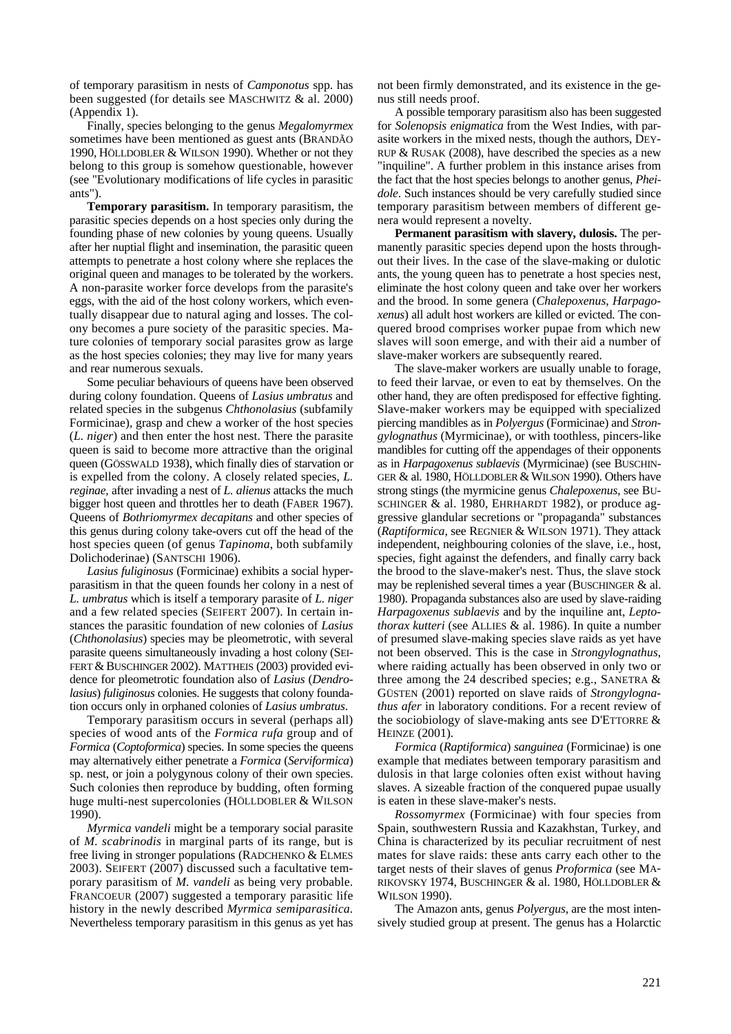of temporary parasitism in nests of *Camponotus* spp. has been suggested (for details see MASCHWITZ & al. 2000) (Appendix 1).

Finally, species belonging to the genus *Megalomyrmex* sometimes have been mentioned as guest ants (BRANDÃO 1990, HÖLLDOBLER & WILSON 1990). Whether or not they belong to this group is somehow questionable, however (see "Evolutionary modifications of life cycles in parasitic ants").

**Temporary parasitism.** In temporary parasitism, the parasitic species depends on a host species only during the founding phase of new colonies by young queens. Usually after her nuptial flight and insemination, the parasitic queen attempts to penetrate a host colony where she replaces the original queen and manages to be tolerated by the workers. A non-parasite worker force develops from the parasite's eggs, with the aid of the host colony workers, which eventually disappear due to natural aging and losses. The colony becomes a pure society of the parasitic species. Mature colonies of temporary social parasites grow as large as the host species colonies; they may live for many years and rear numerous sexuals.

Some peculiar behaviours of queens have been observed during colony foundation. Queens of *Lasius umbratus* and related species in the subgenus *Chthonolasius* (subfamily Formicinae), grasp and chew a worker of the host species (*L. niger*) and then enter the host nest. There the parasite queen is said to become more attractive than the original queen (GÖSSWALD 1938), which finally dies of starvation or is expelled from the colony. A closely related species, *L. reginae*, after invading a nest of *L. alienus* attacks the much bigger host queen and throttles her to death (FABER 1967). Queens of *Bothriomyrmex decapitans* and other species of this genus during colony take-overs cut off the head of the host species queen (of genus *Tapinoma*, both subfamily Dolichoderinae) (SANTSCHI 1906).

*Lasius fuliginosus* (Formicinae) exhibits a social hyperparasitism in that the queen founds her colony in a nest of *L. umbratus* which is itself a temporary parasite of *L. niger* and a few related species (SEIFERT 2007). In certain instances the parasitic foundation of new colonies of *Lasius* (*Chthonolasius*) species may be pleometrotic, with several parasite queens simultaneously invading a host colony (SEIFERT & BUSCHINGER 2002). MATTHEIS (2003) provided evidence for pleometrotic foundation also of *Lasius* (*Dendrolasius*) *fuliginosus* colonies. He suggests that colony foundation occurs only in orphaned colonies of *Lasius umbratus*.

Temporary parasitism occurs in several (perhaps all) species of wood ants of the *Formica rufa* group and of *Formica* (*Coptoformica*) species. In some species the queens may alternatively either penetrate a *Formica* (*Serviformica*) sp. nest, or join a polygynous colony of their own species. Such colonies then reproduce by budding, often forming huge multi-nest supercolonies (HÖLLDOBLER & WILSON 1990).

*Myrmica vandeli* might be a temporary social parasite of *M. scabrinodis* in marginal parts of its range, but is free living in stronger populations (RADCHENKO & ELMES 2003). SEIFERT (2007) discussed such a facultative temporary parasitism of *M. vandeli* as being very probable. FRANCOEUR (2007) suggested a temporary parasitic life history in the newly described *Myrmica semiparasitica*. Nevertheless temporary parasitism in this genus as yet has not been firmly demonstrated, and its existence in the genus still needs proof.

A possible temporary parasitism also has been suggested for *Solenopsis enigmatica* from the West Indies, with parasite workers in the mixed nests, though the authors, DEYRUP & RUSAK (2008), have described the species as a new "inquiline". A further problem in this instance arises from the fact that the host species belongs to another genus, *Pheidole*. Such instances should be very carefully studied since temporary parasitism between members of different genera would represent a novelty.

**Permanent parasitism with slavery, dulosis.** The permanently parasitic species depend upon the hosts throughout their lives. In the case of the slave-making or dulotic ants, the young queen has to penetrate a host species nest, eliminate the host colony queen and take over her workers and the brood. In some genera (*Chalepoxenus*, *Harpagoxenus*) all adult host workers are killed or evicted. The conquered brood comprises worker pupae from which new slaves will soon emerge, and with their aid a number of slave-maker workers are subsequently reared.

The slave-maker workers are usually unable to forage, to feed their larvae, or even to eat by themselves. On the other hand, they are often predisposed for effective fighting. Slave-maker workers may be equipped with specialized piercing mandibles as in *Polyergus* (Formicinae) and *Strongylognathus* (Myrmicinae), or with toothless, pincers-like mandibles for cutting off the appendages of their opponents as in *Harpagoxenus sublaevis* (Myrmicinae) (see BUSCHINGER & al. 1980, HÖLLDOBLER & WILSON 1990). Others have strong stings (the myrmicine genus *Chalepoxenus*, see BUSCHINGER & al. 1980, EHRHARDT 1982), or produce aggressive glandular secretions or "propaganda" substances (*Raptiformica*, see REGNIER & WILSON 1971). They attack independent, neighbouring colonies of the slave, i.e., host, species, fight against the defenders, and finally carry back the brood to the slave-maker's nest. Thus, the slave stock may be replenished several times a year (BUSCHINGER & al. 1980). Propaganda substances also are used by slave-raiding *Harpagoxenus sublaevis* and by the inquiline ant, *Leptothorax kutteri* (see ALLIES & al. 1986). In quite a number of presumed slave-making species slave raids as yet have not been observed. This is the case in *Strongylognathus*, where raiding actually has been observed in only two or three among the 24 described species; e.g., SANETRA & GÜSTEN (2001) reported on slave raids of *Strongylognathus afer* in laboratory conditions. For a recent review of the sociobiology of slave-making ants see D'ETTORRE & HEINZE (2001).

*Formica* (*Raptiformica*) *sanguinea* (Formicinae) is one example that mediates between temporary parasitism and dulosis in that large colonies often exist without having slaves. A sizeable fraction of the conquered pupae usually is eaten in these slave-maker's nests.

*Rossomyrmex* (Formicinae) with four species from Spain, southwestern Russia and Kazakhstan, Turkey, and China is characterized by its peculiar recruitment of nest mates for slave raids: these ants carry each other to the target nests of their slaves of genus *Proformica* (see MARIKOVSKY 1974, BUSCHINGER & al. 1980, HÖLLDOBLER & WILSON 1990).

The Amazon ants, genus *Polyergus*, are the most intensively studied group at present. The genus has a Holarctic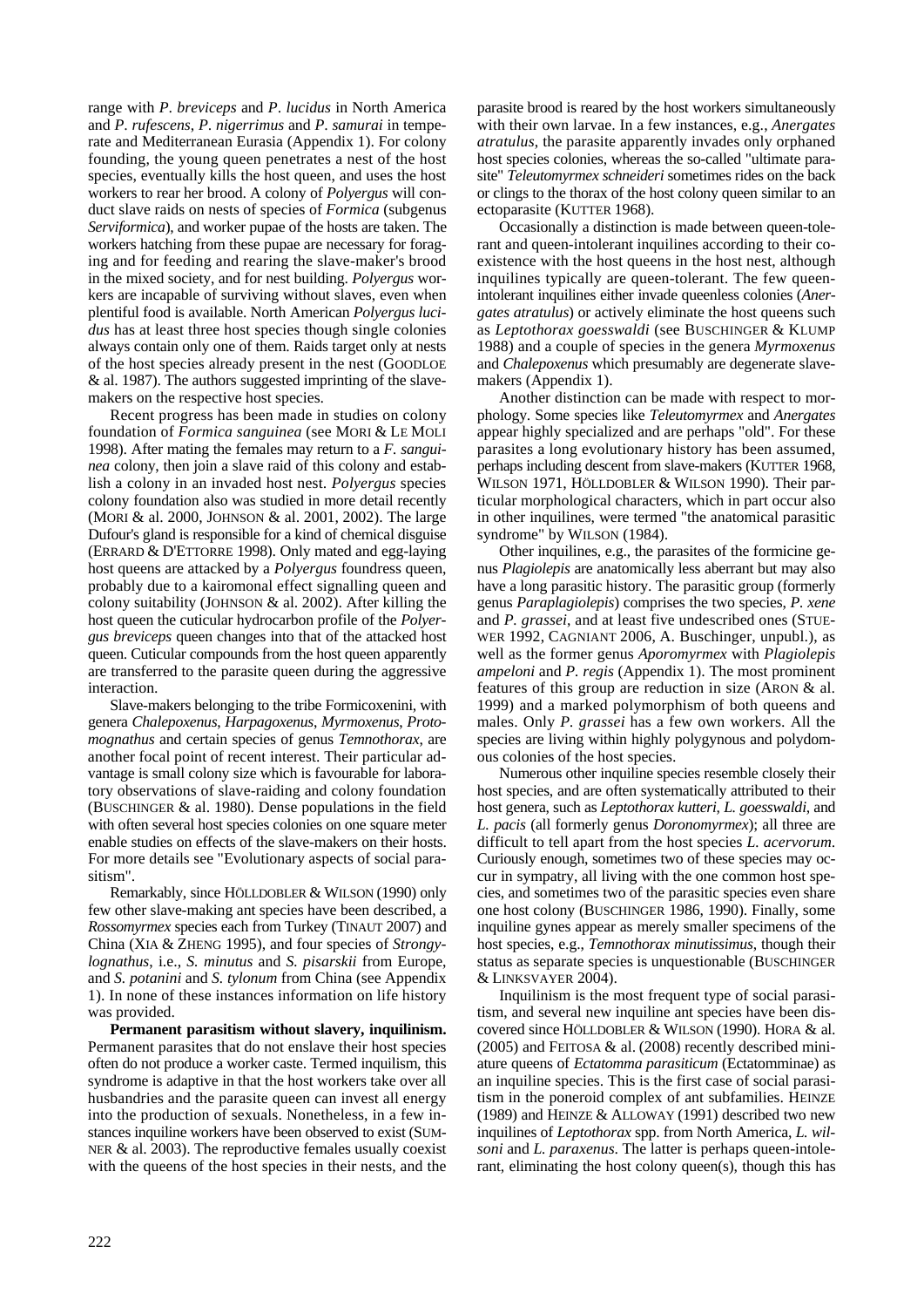range with *P. breviceps* and *P. lucidus* in North America and *P. rufescens*, *P. nigerrimus* and *P. samurai* in temperate and Mediterranean Eurasia (Appendix 1). For colony founding, the young queen penetrates a nest of the host species, eventually kills the host queen, and uses the host workers to rear her brood. A colony of *Polyergus* will conduct slave raids on nests of species of *Formica* (subgenus *Serviformica*), and worker pupae of the hosts are taken. The workers hatching from these pupae are necessary for foraging and for feeding and rearing the slave-maker's brood in the mixed society, and for nest building. *Polyergus* workers are incapable of surviving without slaves, even when plentiful food is available. North American *Polyergus lucidus* has at least three host species though single colonies always contain only one of them. Raids target only at nests of the host species already present in the nest (GOODLOE & al. 1987). The authors suggested imprinting of the slave-makers on the respective host species.

Recent progress has been made in studies on colony foundation of *Formica sanguinea* (see MORI & LE MOLI 1998). After mating the females may return to a *F. sanguinea* colony, then join a slave raid of this colony and establish a colony in an invaded host nest. *Polyergus* species colony foundation also was studied in more detail recently (MORI & al. 2000, JOHNSON & al. 2001, 2002). The large Dufour's gland is responsible for a kind of chemical disguise (ERRARD & D'ETTORRE 1998). Only mated and egg-laying host queens are attacked by a *Polyergus* foundress queen, probably due to a kairomonal effect signalling queen and colony suitability (JOHNSON & al. 2002). After killing the host queen the cuticular hydrocarbon profile of the *Polyergus breviceps* queen changes into that of the attacked host queen. Cuticular compounds from the host queen apparently are transferred to the parasite queen during the aggressive interaction.

Slave-makers belonging to the tribe Formicoxenini, with genera *Chalepoxenus*, *Harpagoxenus*, *Myrmoxenus*, *Protomognathus* and certain species of genus *Temnothorax*, are another focal point of recent interest. Their particular advantage is small colony size which is favourable for laboratory observations of slave-raiding and colony foundation (BUSCHINGER & al. 1980). Dense populations in the field with often several host species colonies on one square meter enable studies on effects of the slave-makers on their hosts. For more details see "Evolutionary aspects of social parasitism".

Remarkably, since HÖLLDOBLER & WILSON (1990) only few other slave-making ant species have been described, a *Rossomyrmex* species each from Turkey (TINAUT 2007) and China (XIA & ZHENG 1995), and four species of *Strongylognathus*, i.e., *S. minutus* and *S. pisarskii* from Europe, and *S. potanini* and *S. tylonum* from China (see Appendix 1). In none of these instances information on life history was provided.

**Permanent parasitism without slavery, inquilinism.** Permanent parasites that do not enslave their host species often do not produce a worker caste. Termed inquilism, this syndrome is adaptive in that the host workers take over all husbandries and the parasite queen can invest all energy into the production of sexuals. Nonetheless, in a few instances inquiline workers have been observed to exist (SUMNER & al. 2003). The reproductive females usually coexist with the queens of the host species in their nests, and the parasite brood is reared by the host workers simultaneously with their own larvae. In a few instances, e.g., *Anergates atratulus*, the parasite apparently invades only orphaned host species colonies, whereas the so-called "ultimate parasite" *Teleutomyrmex schneideri* sometimes rides on the back or clings to the thorax of the host colony queen similar to an ectoparasite (KUTTER 1968).

Occasionally a distinction is made between queen-tolerant and queen-intolerant inquilines according to their coexistence with the host queens in the host nest, although inquilines typically are queen-tolerant. The few queen-intolerant inquilines either invade queenless colonies (*Anergates atratulus*) or actively eliminate the host queens such as *Leptothorax goesswaldi* (see BUSCHINGER & KLUMP 1988) and a couple of species in the genera *Myrmoxenus* and *Chalepoxenus* which presumably are degenerate slave-makers (Appendix 1).

Another distinction can be made with respect to morphology. Some species like *Teleutomyrmex* and *Anergates* appear highly specialized and are perhaps "old". For these parasites a long evolutionary history has been assumed, perhaps including descent from slave-makers (KUTTER 1968, WILSON 1971, HÖLLDOBLER & WILSON 1990). Their particular morphological characters, which in part occur also in other inquilines, were termed "the anatomical parasitic syndrome" by WILSON (1984).

Other inquilines, e.g., the parasites of the formicine genus *Plagiolepis* are anatomically less aberrant but may also have a long parasitic history. The parasitic group (formerly genus *Paraplagiolepis*) comprises the two species, *P. xene* and *P. grassei*, and at least five undescribed ones (STUEWER 1992, CAGNIANT 2006, A. Buschinger, unpubl.), as well as the former genus *Aporomyrmex* with *Plagiolepis ampeloni* and *P. regis* (Appendix 1). The most prominent features of this group are reduction in size (ARON & al. 1999) and a marked polymorphism of both queens and males. Only *P. grassei* has a few own workers. All the species are living within highly polygynous and polydomous colonies of the host species.

Numerous other inquiline species resemble closely their host species, and are often systematically attributed to their host genera, such as *Leptothorax kutteri*, *L. goesswaldi*, and *L. pacis* (all formerly genus *Doronomyrmex*); all three are difficult to tell apart from the host species *L. acervorum*. Curiously enough, sometimes two of these species may occur in sympatry, all living with the one common host species, and sometimes two of the parasitic species even share one host colony (BUSCHINGER 1986, 1990). Finally, some inquiline gynes appear as merely smaller specimens of the host species, e.g., *Temnothorax minutissimus*, though their status as separate species is unquestionable (BUSCHINGER & LINKSVAYER 2004).

Inquilinism is the most frequent type of social parasitism, and several new inquiline ant species have been discovered since HÖLLDOBLER & WILSON (1990). HORA & al. (2005) and FEITOSA & al. (2008) recently described miniature queens of *Ectatomma parasiticum* (Ectatomminae) as an inquiline species. This is the first case of social parasitism in the poneroid complex of ant subfamilies. HEINZE (1989) and HEINZE & ALLOWAY (1991) described two new inquilines of *Leptothorax* spp. from North America, *L. wilsoni* and *L. paraxenus*. The latter is perhaps queen-intolerant, eliminating the host colony queen(s), though this has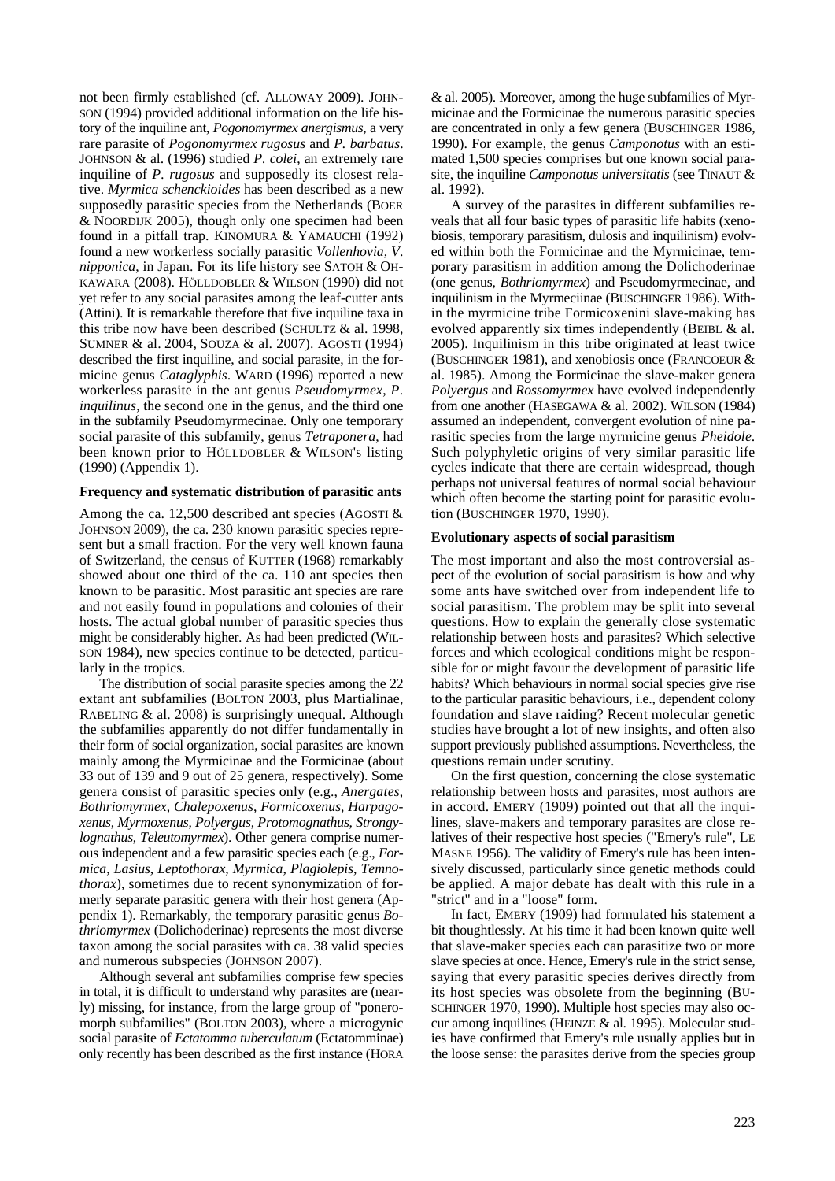not been firmly established (cf. ALLOWAY 2009). JOHNSON (1994) provided additional information on the life history of the inquiline ant, *Pogonomyrmex anergismus*, a very rare parasite of *Pogonomyrmex rugosus* and *P. barbatus*. JOHNSON & al. (1996) studied *P. colei*, an extremely rare inquiline of *P. rugosus* and supposedly its closest relative. *Myrmica schenckioides* has been described as a new supposedly parasitic species from the Netherlands (BOER & NOORDIJK 2005), though only one specimen had been found in a pitfall trap. KINOMURA & YAMAUCHI (1992) found a new workerless socially parasitic *Vollenhovia*, *V. nipponica*, in Japan. For its life history see SATOH & OHKAWARA (2008). HÖLLDOBLER & WILSON (1990) did not yet refer to any social parasites among the leaf-cutter ants (Attini). It is remarkable therefore that five inquiline taxa in this tribe now have been described (SCHULTZ & al. 1998, SUMNER & al. 2004, SOUZA & al. 2007). AGOSTI (1994) described the first inquiline, and social parasite, in the formicine genus *Cataglyphis*. WARD (1996) reported a new workerless parasite in the ant genus *Pseudomyrmex*, *P. inquilinus*, the second one in the genus, and the third one in the subfamily Pseudomyrmecinae. Only one temporary social parasite of this subfamily, genus *Tetraponera*, had been known prior to HÖLLDOBLER & WILSON's listing (1990) (Appendix 1).

### Frequency and systematic distribution of parasitic ants

Among the ca. 12,500 described ant species (AGOSTI & JOHNSON 2009), the ca. 230 known parasitic species represent but a small fraction. For the very well known fauna of Switzerland, the census of KUTTER (1968) remarkably showed about one third of the ca. 110 ant species then known to be parasitic. Most parasitic ant species are rare and not easily found in populations and colonies of their hosts. The actual global number of parasitic species thus might be considerably higher. As had been predicted (WILSON 1984), new species continue to be detected, particularly in the tropics.

The distribution of social parasite species among the 22 extant ant subfamilies (BOLTON 2003, plus Martialinae, RABELING & al. 2008) is surprisingly unequal. Although the subfamilies apparently do not differ fundamentally in their form of social organization, social parasites are known mainly among the Myrmicinae and the Formicinae (about 33 out of 139 and 9 out of 25 genera, respectively). Some genera consist of parasitic species only (e.g., *Anergates*, *Bothriomyrmex*, *Chalepoxenus*, *Formicoxenus*, *Harpagoxenus*, *Myrmoxenus*, *Polyergus*, *Protomognathus*, *Strongylognathus*, *Teleutomyrmex*). Other genera comprise numerous independent and a few parasitic species each (e.g., *Formica*, *Lasius*, *Leptothorax*, *Myrmica*, *Plagiolepis*, *Temnothorax*), sometimes due to recent synonymization of formerly separate parasitic genera with their host genera (Appendix 1). Remarkably, the temporary parasitic genus *Bothriomyrmex* (Dolichoderinae) represents the most diverse taxon among the social parasites with ca. 38 valid species and numerous subspecies (JOHNSON 2007).

Although several ant subfamilies comprise few species in total, it is difficult to understand why parasites are (nearly) missing, for instance, from the large group of "poneromorph subfamilies" (BOLTON 2003), where a microgynic social parasite of *Ectatomma tuberculatum* (Ectatomminae) only recently has been described as the first instance (HORA & al. 2005). Moreover, among the huge subfamilies of Myrmicinae and the Formicinae the numerous parasitic species are concentrated in only a few genera (BUSCHINGER 1986, 1990). For example, the genus *Camponotus* with an estimated 1,500 species comprises but one known social parasite, the inquiline *Camponotus universitatis* (see TINAUT & al. 1992).

A survey of the parasites in different subfamilies reveals that all four basic types of parasitic life habits (xenobiosis, temporary parasitism, dulosis and inquilinism) evolved within both the Formicinae and the Myrmicinae, temporary parasitism in addition among the Dolichoderinae (one genus, *Bothriomyrmex*) and Pseudomyrmecinae, and inquilinism in the Myrmeciinae (BUSCHINGER 1986). Within the myrmicine tribe Formicoxenini slave-making has evolved apparently six times independently (BEIBL & al. 2005). Inquilinism in this tribe originated at least twice (BUSCHINGER 1981), and xenobiosis once (FRANCOEUR & al. 1985). Among the Formicinae the slave-maker genera *Polyergus* and *Rossomyrmex* have evolved independently from one another (HASEGAWA & al. 2002). WILSON (1984) assumed an independent, convergent evolution of nine parasitic species from the large myrmicine genus *Pheidole*. Such polyphyletic origins of very similar parasitic life cycles indicate that there are certain widespread, though perhaps not universal features of normal social behaviour which often become the starting point for parasitic evolution (BUSCHINGER 1970, 1990).

### Evolutionary aspects of social parasitism

The most important and also the most controversial aspect of the evolution of social parasitism is how and why some ants have switched over from independent life to social parasitism. The problem may be split into several questions. How to explain the generally close systematic relationship between hosts and parasites? Which selective forces and which ecological conditions might be responsible for or might favour the development of parasitic life habits? Which behaviours in normal social species give rise to the particular parasitic behaviours, i.e., dependent colony foundation and slave raiding? Recent molecular genetic studies have brought a lot of new insights, and often also support previously published assumptions. Nevertheless, the questions remain under scrutiny.

On the first question, concerning the close systematic relationship between hosts and parasites, most authors are in accord. EMERY (1909) pointed out that all the inquilines, slave-makers and temporary parasites are close relatives of their respective host species ("Emery's rule", LE MASNE 1956). The validity of Emery's rule has been intensively discussed, particularly since genetic methods could be applied. A major debate has dealt with this rule in a "strict" and in a "loose" form.

In fact, EMERY (1909) had formulated his statement a bit thoughtlessly. At his time it had been known quite well that slave-maker species each can parasitize two or more slave species at once. Hence, Emery's rule in the strict sense, saying that every parasitic species derives directly from its host species was obsolete from the beginning (BUSCHINGER 1970, 1990). Multiple host species may also occur among inquilines (HEINZE & al. 1995). Molecular studies have confirmed that Emery's rule usually applies but in the loose sense: the parasites derive from the species group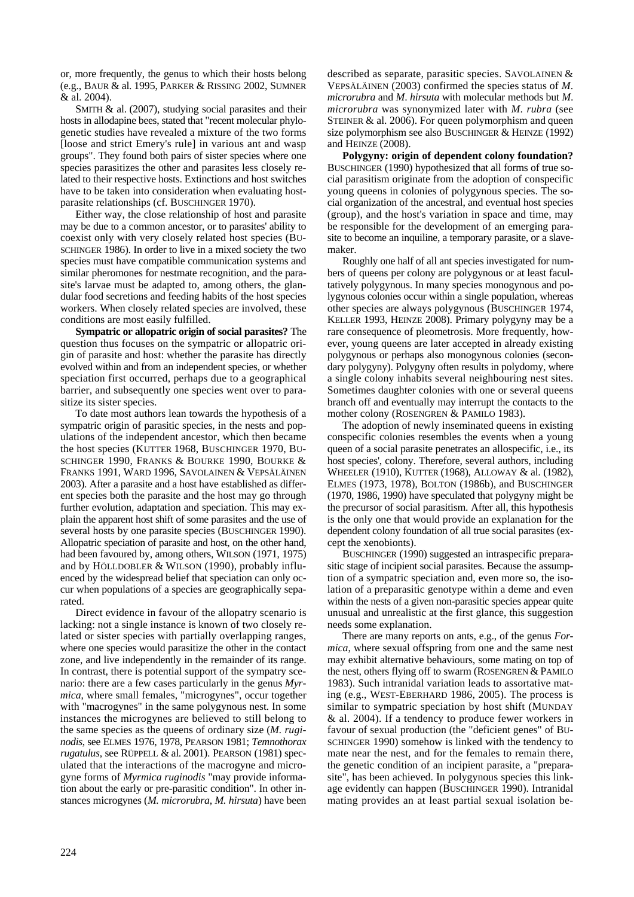or, more frequently, the genus to which their hosts belong (e.g., BAUR & al. 1995, PARKER & RISSING 2002, SUMNER & al. 2004).

SMITH & al. (2007), studying social parasites and their hosts in allodapine bees, stated that "recent molecular phylogenetic studies have revealed a mixture of the two forms [loose and strict Emery's rule] in various ant and wasp groups". They found both pairs of sister species where one species parasitizes the other and parasites less closely related to their respective hosts. Extinctions and host switches have to be taken into consideration when evaluating host-parasite relationships (cf. BUSCHINGER 1970).

Either way, the close relationship of host and parasite may be due to a common ancestor, or to parasites' ability to coexist only with very closely related host species (BUSCHINGER 1986). In order to live in a mixed society the two species must have compatible communication systems and similar pheromones for nestmate recognition, and the parasite's larvae must be adapted to, among others, the glandular food secretions and feeding habits of the host species workers. When closely related species are involved, these conditions are most easily fulfilled.

**Sympatric or allopatric origin of social parasites?** The question thus focuses on the sympatric or allopatric origin of parasite and host: whether the parasite has directly evolved within and from an independent species, or whether speciation first occurred, perhaps due to a geographical barrier, and subsequently one species went over to parasitize its sister species.

To date most authors lean towards the hypothesis of a sympatric origin of parasitic species, in the nests and populations of the independent ancestor, which then became the host species (KUTTER 1968, BUSCHINGER 1970, BUSCHINGER 1990, FRANKS & BOURKE 1990, BOURKE & FRANKS 1991, WARD 1996, SAVOLAINEN & VEPSÄLÄINEN 2003). After a parasite and a host have established as different species both the parasite and the host may go through further evolution, adaptation and speciation. This may explain the apparent host shift of some parasites and the use of several hosts by one parasite species (BUSCHINGER 1990). Allopatric speciation of parasite and host, on the other hand, had been favoured by, among others, WILSON (1971, 1975) and by HÖLLDOBLER & WILSON (1990), probably influenced by the widespread belief that speciation can only occur when populations of a species are geographically separated.

Direct evidence in favour of the allopatry scenario is lacking: not a single instance is known of two closely related or sister species with partially overlapping ranges, where one species would parasitize the other in the contact zone, and live independently in the remainder of its range. In contrast, there is potential support of the sympatry scenario: there are a few cases particularly in the genus *Myrmica*, where small females, "microgynes", occur together with "macrogynes" in the same polygynous nest. In some instances the microgynes are believed to still belong to the same species as the queens of ordinary size (*M. ruginodis*, see ELMES 1976, 1978, PEARSON 1981; *Temnothorax rugatulus*, see RÜPPELL & al. 2001). PEARSON (1981) speculated that the interactions of the macrogyne and microgyne forms of *Myrmica ruginodis* "may provide information about the early or pre-parasitic condition". In other instances microgynes (*M. microrubra*, *M. hirsuta*) have been described as separate, parasitic species. SAVOLAINEN & VEPSÄLÄINEN (2003) confirmed the species status of *M. microrubra* and *M. hirsuta* with molecular methods but *M. microrubra* was synonymized later with *M. rubra* (see STEINER & al. 2006). For queen polymorphism and queen size polymorphism see also BUSCHINGER & HEINZE (1992) and HEINZE (2008).

**Polygyny: origin of dependent colony foundation?** BUSCHINGER (1990) hypothesized that all forms of true social parasitism originate from the adoption of conspecific young queens in colonies of polygynous species. The social organization of the ancestral, and eventual host species (group), and the host's variation in space and time, may be responsible for the development of an emerging parasite to become an inquiline, a temporary parasite, or a slavemaker.

Roughly one half of all ant species investigated for numbers of queens per colony are polygynous or at least facultatively polygynous. In many species monogynous and polygynous colonies occur within a single population, whereas other species are always polygynous (BUSCHINGER 1974, KELLER 1993, HEINZE 2008). Primary polygyny may be a rare consequence of pleometrosis. More frequently, however, young queens are later accepted in already existing polygynous or perhaps also monogynous colonies (secondary polygyny). Polygyny often results in polydomy, where a single colony inhabits several neighbouring nest sites. Sometimes daughter colonies with one or several queens branch off and eventually may interrupt the contacts to the mother colony (ROSENGREN & PAMILO 1983).

The adoption of newly inseminated queens in existing conspecific colonies resembles the events when a young queen of a social parasite penetrates an allospecific, i.e., its host species', colony. Therefore, several authors, including WHEELER (1910), KUTTER (1968), ALLOWAY & al. (1982), ELMES (1973, 1978), BOLTON (1986b), and BUSCHINGER (1970, 1986, 1990) have speculated that polygyny might be the precursor of social parasitism. After all, this hypothesis is the only one that would provide an explanation for the dependent colony foundation of all true social parasites (except the xenobionts).

BUSCHINGER (1990) suggested an intraspecific preparasitic stage of incipient social parasites. Because the assumption of a sympatric speciation and, even more so, the isolation of a preparasitic genotype within a deme and even within the nests of a given non-parasitic species appear quite unusual and unrealistic at the first glance, this suggestion needs some explanation.

There are many reports on ants, e.g., of the genus *Formica*, where sexual offspring from one and the same nest may exhibit alternative behaviours, some mating on top of the nest, others flying off to swarm (ROSENGREN & PAMILO 1983). Such intranidal variation leads to assortative mating (e.g., WEST-EBERHARD 1986, 2005). The process is similar to sympatric speciation by host shift (MUNDAY & al. 2004). If a tendency to produce fewer workers in favour of sexual production (the "deficient genes" of BUSCHINGER 1990) somehow is linked with the tendency to mate near the nest, and for the females to remain there, the genetic condition of an incipient parasite, a "preparasite", has been achieved. In polygynous species this linkage evidently can happen (BUSCHINGER 1990). Intranidal mating provides an at least partial sexual isolation be-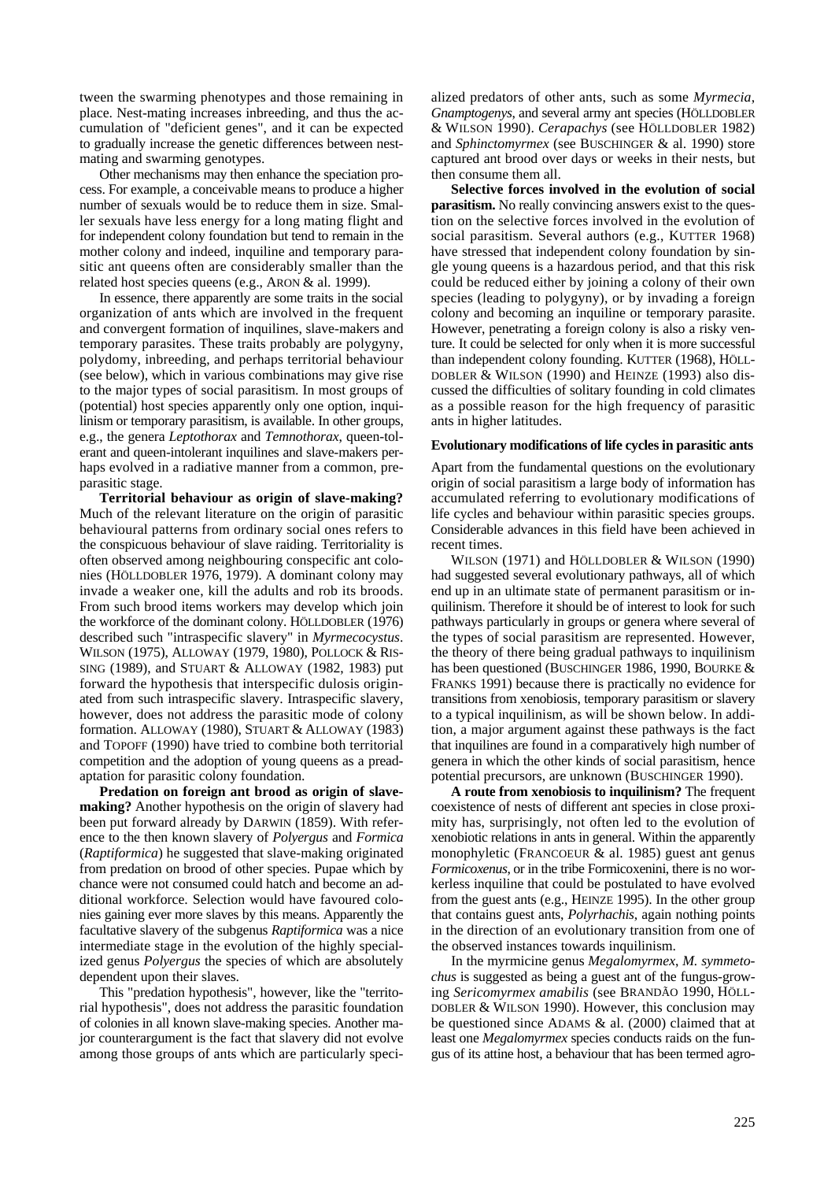tween the swarming phenotypes and those remaining in place. Nest-mating increases inbreeding, and thus the accumulation of "deficient genes", and it can be expected to gradually increase the genetic differences between nest-mating and swarming genotypes.

Other mechanisms may then enhance the speciation process. For example, a conceivable means to produce a higher number of sexuals would be to reduce them in size. Smaller sexuals have less energy for a long mating flight and for independent colony foundation but tend to remain in the mother colony and indeed, inquiline and temporary parasitic ant queens often are considerably smaller than the related host species queens (e.g., ARON & al. 1999).

In essence, there apparently are some traits in the social organization of ants which are involved in the frequent and convergent formation of inquilines, slave-makers and temporary parasites. These traits probably are polygyny, polydomy, inbreeding, and perhaps territorial behaviour (see below), which in various combinations may give rise to the major types of social parasitism. In most groups of (potential) host species apparently only one option, inquilinism or temporary parasitism, is available. In other groups, e.g., the genera *Leptothorax* and *Temnothorax*, queen-tolerant and queen-intolerant inquilines and slave-makers perhaps evolved in a radiative manner from a common, pre-parasitic stage.

**Territorial behaviour as origin of slave-making?** Much of the relevant literature on the origin of parasitic behavioural patterns from ordinary social ones refers to the conspicuous behaviour of slave raiding. Territoriality is often observed among neighbouring conspecific ant colonies (HÖLLDOBLER 1976, 1979). A dominant colony may invade a weaker one, kill the adults and rob its broods. From such brood items workers may develop which join the workforce of the dominant colony. HÖLLDOBLER (1976) described such "intraspecific slavery" in *Myrmecocystus*. WILSON (1975), ALLOWAY (1979, 1980), POLLOCK & RISSING (1989), and STUART & ALLOWAY (1982, 1983) put forward the hypothesis that interspecific dulosis originated from such intraspecific slavery. Intraspecific slavery, however, does not address the parasitic mode of colony formation. ALLOWAY (1980), STUART & ALLOWAY (1983) and TOPOFF (1990) have tried to combine both territorial competition and the adoption of young queens as a preadaptation for parasitic colony foundation.

**Predation on foreign ant brood as origin of slave-making?** Another hypothesis on the origin of slavery had been put forward already by DARWIN (1859). With reference to the then known slavery of *Polyergus* and *Formica* (*Raptiformica*) he suggested that slave-making originated from predation on brood of other species. Pupae which by chance were not consumed could hatch and become an additional workforce. Selection would have favoured colonies gaining ever more slaves by this means. Apparently the facultative slavery of the subgenus *Raptiformica* was a nice intermediate stage in the evolution of the highly specialized genus *Polyergus* the species of which are absolutely dependent upon their slaves.

This "predation hypothesis", however, like the "territorial hypothesis", does not address the parasitic foundation of colonies in all known slave-making species. Another major counterargument is the fact that slavery did not evolve among those groups of ants which are particularly specialized predators of other ants, such as some *Myrmecia*, *Gnamptogenys*, and several army ant species (HÖLLDOBLER & WILSON 1990). *Cerapachys* (see HÖLLDOBLER 1982) and *Sphinctomyrmex* (see BUSCHINGER & al. 1990) store captured ant brood over days or weeks in their nests, but then consume them all.

**Selective forces involved in the evolution of social parasitism.** No really convincing answers exist to the question on the selective forces involved in the evolution of social parasitism. Several authors (e.g., KUTTER 1968) have stressed that independent colony foundation by single young queens is a hazardous period, and that this risk could be reduced either by joining a colony of their own species (leading to polygyny), or by invading a foreign colony and becoming an inquiline or temporary parasite. However, penetrating a foreign colony is also a risky venture. It could be selected for only when it is more successful than independent colony founding. KUTTER (1968), HÖLLDOBLER & WILSON (1990) and HEINZE (1993) also discussed the difficulties of solitary founding in cold climates as a possible reason for the high frequency of parasitic ants in higher latitudes.

## Evolutionary modifications of life cycles in parasitic ants

Apart from the fundamental questions on the evolutionary origin of social parasitism a large body of information has accumulated referring to evolutionary modifications of life cycles and behaviour within parasitic species groups. Considerable advances in this field have been achieved in recent times.

WILSON (1971) and HÖLLDOBLER & WILSON (1990) had suggested several evolutionary pathways, all of which end up in an ultimate state of permanent parasitism or inquilinism. Therefore it should be of interest to look for such pathways particularly in groups or genera where several of the types of social parasitism are represented. However, the theory of there being gradual pathways to inquilinism has been questioned (BUSCHINGER 1986, 1990, BOURKE & FRANKS 1991) because there is practically no evidence for transitions from xenobiosis, temporary parasitism or slavery to a typical inquilinism, as will be shown below. In addition, a major argument against these pathways is the fact that inquilines are found in a comparatively high number of genera in which the other kinds of social parasitism, hence potential precursors, are unknown (BUSCHINGER 1990).

**A route from xenobiosis to inquilinism?** The frequent coexistence of nests of different ant species in close proximity has, surprisingly, not often led to the evolution of xenobiotic relations in ants in general. Within the apparently monophyletic (FRANCOEUR & al. 1985) guest ant genus *Formicoxenus*, or in the tribe Formicoxenini, there is no workerless inquiline that could be postulated to have evolved from the guest ants (e.g., HEINZE 1995). In the other group that contains guest ants, *Polyrhachis*, again nothing points in the direction of an evolutionary transition from one of the observed instances towards inquilinism.

In the myrmicine genus *Megalomyrmex*, *M. symmetochus* is suggested as being a guest ant of the fungus-growing *Sericomyrmex amabilis* (see BRANDÃO 1990, HÖLLDOBLER & WILSON 1990). However, this conclusion may be questioned since ADAMS & al. (2000) claimed that at least one *Megalomyrmex* species conducts raids on the fungus of its attine host, a behaviour that has been termed agro-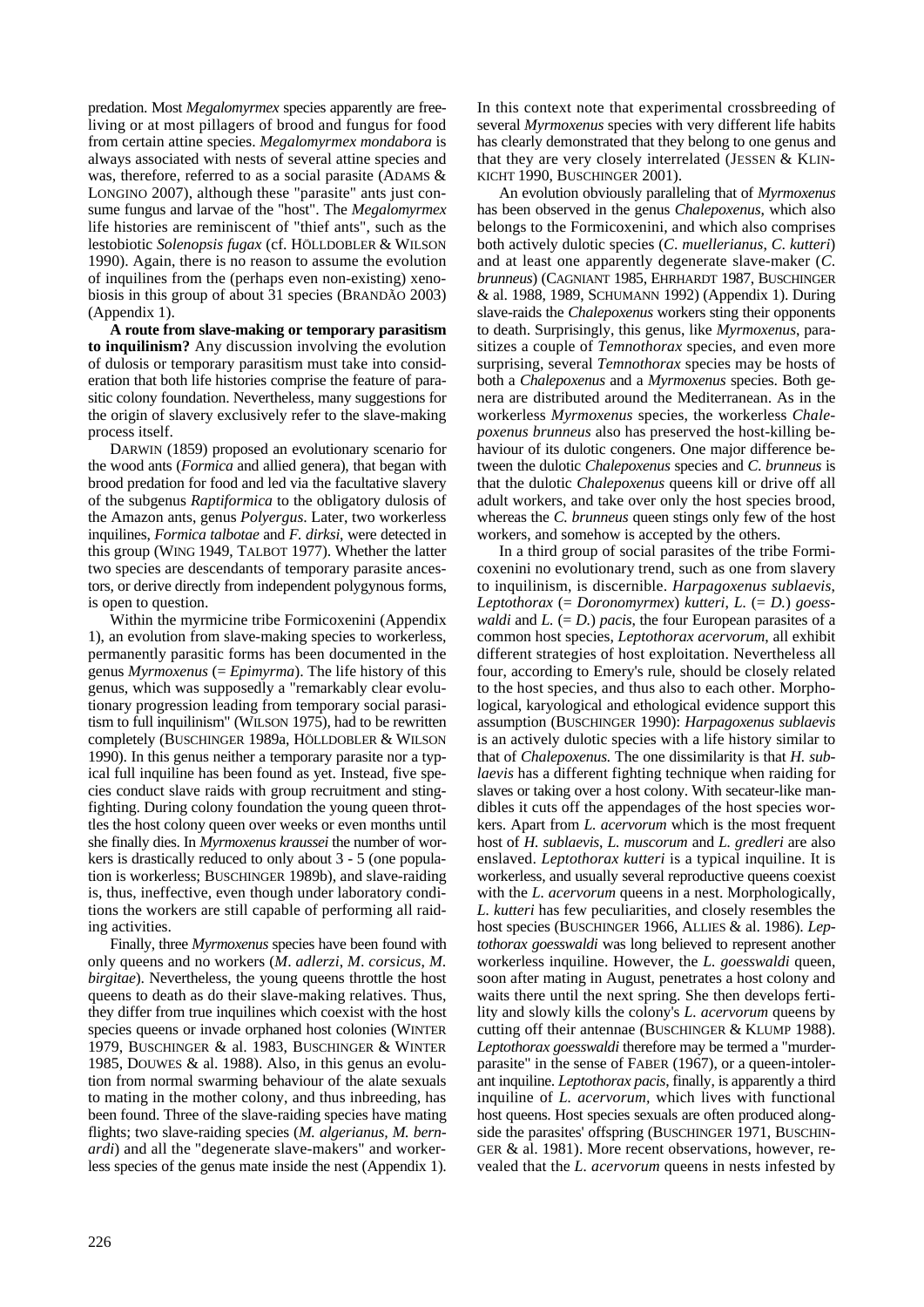predation. Most *Megalomyrmex* species apparently are free-living or at most pillagers of brood and fungus for food from certain attine species. *Megalomyrmex mondabora* is always associated with nests of several attine species and was, therefore, referred to as a social parasite (ADAMS & LONGINO 2007), although these "parasite" ants just consume fungus and larvae of the "host". The *Megalomyrmex* life histories are reminiscent of "thief ants", such as the lestobiotic *Solenopsis fugax* (cf. HÖLLDOBLER & WILSON 1990). Again, there is no reason to assume the evolution of inquilines from the (perhaps even non-existing) xenobiosis in this group of about 31 species (BRANDÃO 2003) (Appendix 1).

**A route from slave-making or temporary parasitism to inquilinism?** Any discussion involving the evolution of dulosis or temporary parasitism must take into consideration that both life histories comprise the feature of parasitic colony foundation. Nevertheless, many suggestions for the origin of slavery exclusively refer to the slave-making process itself.

DARWIN (1859) proposed an evolutionary scenario for the wood ants (*Formica* and allied genera), that began with brood predation for food and led via the facultative slavery of the subgenus *Raptiformica* to the obligatory dulosis of the Amazon ants, genus *Polyergus*. Later, two workerless inquilines, *Formica talbotae* and *F. dirksi*, were detected in this group (WING 1949, TALBOT 1977). Whether the latter two species are descendants of temporary parasite ancestors, or derive directly from independent polygynous forms, is open to question.

Within the myrmicine tribe Formicoxenini (Appendix 1), an evolution from slave-making species to workerless, permanently parasitic forms has been documented in the genus *Myrmoxenus* (= *Epimyrma*). The life history of this genus, which was supposedly a "remarkably clear evolutionary progression leading from temporary social parasitism to full inquilinism" (WILSON 1975), had to be rewritten completely (BUSCHINGER 1989a, HÖLLDOBLER & WILSON 1990). In this genus neither a temporary parasite nor a typical full inquiline has been found as yet. Instead, five species conduct slave raids with group recruitment and sting-fighting. During colony foundation the young queen throttles the host colony queen over weeks or even months until she finally dies. In *Myrmoxenus kraussei* the number of workers is drastically reduced to only about 3 - 5 (one population is workerless; BUSCHINGER 1989b), and slave-raiding is, thus, ineffective, even though under laboratory conditions the workers are still capable of performing all raiding activities.

Finally, three *Myrmoxenus* species have been found with only queens and no workers (*M. adlerzi*, *M. corsicus*, *M. birgitae*). Nevertheless, the young queens throttle the host queens to death as do their slave-making relatives. Thus, they differ from true inquilines which coexist with the host species queens or invade orphaned host colonies (WINTER 1979, BUSCHINGER & al. 1983, BUSCHINGER & WINTER 1985, DOUWES & al. 1988). Also, in this genus an evolution from normal swarming behaviour of the alate sexuals to mating in the mother colony, and thus inbreeding, has been found. Three of the slave-raiding species have mating flights; two slave-raiding species (*M. algerianus, M. bernardi*) and all the "degenerate slave-makers" and workerless species of the genus mate inside the nest (Appendix 1). In this context note that experimental crossbreeding of several *Myrmoxenus* species with very different life habits has clearly demonstrated that they belong to one genus and that they are very closely interrelated (JESSEN & KLINKICHT 1990, BUSCHINGER 2001).

An evolution obviously paralleling that of *Myrmoxenus* has been observed in the genus *Chalepoxenus*, which also belongs to the Formicoxenini, and which also comprises both actively dulotic species (*C. muellerianus*, *C. kutteri*) and at least one apparently degenerate slave-maker (*C. brunneus*) (CAGNIANT 1985, EHRHARDT 1987, BUSCHINGER & al. 1988, 1989, SCHUMANN 1992) (Appendix 1). During slave-raids the *Chalepoxenus* workers sting their opponents to death. Surprisingly, this genus, like *Myrmoxenus*, parasitizes a couple of *Temnothorax* species, and even more surprising, several *Temnothorax* species may be hosts of both a *Chalepoxenus* and a *Myrmoxenus* species. Both genera are distributed around the Mediterranean. As in the workerless *Myrmoxenus* species, the workerless *Chalepoxenus brunneus* also has preserved the host-killing behaviour of its dulotic congeners. One major difference between the dulotic *Chalepoxenus* species and *C. brunneus* is that the dulotic *Chalepoxenus* queens kill or drive off all adult workers, and take over only the host species brood, whereas the *C. brunneus* queen stings only few of the host workers, and somehow is accepted by the others.

In a third group of social parasites of the tribe Formicoxenini no evolutionary trend, such as one from slavery to inquilinism, is discernible. *Harpagoxenus sublaevis*, *Leptothorax* (= *Doronomyrmex*) *kutteri*, *L.* (= *D.*) *goesswaldi* and *L.* (= *D.*) *pacis*, the four European parasites of a common host species, *Leptothorax acervorum*, all exhibit different strategies of host exploitation. Nevertheless all four, according to Emery's rule, should be closely related to the host species, and thus also to each other. Morphological, karyological and ethological evidence support this assumption (BUSCHINGER 1990): *Harpagoxenus sublaevis* is an actively dulotic species with a life history similar to that of *Chalepoxenus.* The one dissimilarity is that *H. sublaevis* has a different fighting technique when raiding for slaves or taking over a host colony. With secateur-like mandibles it cuts off the appendages of the host species workers. Apart from *L. acervorum* which is the most frequent host of *H. sublaevis*, *L. muscorum* and *L. gredleri* are also enslaved. *Leptothorax kutteri* is a typical inquiline. It is workerless, and usually several reproductive queens coexist with the *L. acervorum* queens in a nest. Morphologically, *L. kutteri* has few peculiarities, and closely resembles the host species (BUSCHINGER 1966, ALLIES & al. 1986). *Leptothorax goesswaldi* was long believed to represent another workerless inquiline. However, the *L. goesswaldi* queen, soon after mating in August, penetrates a host colony and waits there until the next spring. She then develops fertility and slowly kills the colony's *L. acervorum* queens by cutting off their antennae (BUSCHINGER & KLUMP 1988). *Leptothorax goesswaldi* therefore may be termed a "murder-parasite" in the sense of FABER (1967), or a queen-intolerant inquiline. *Leptothorax pacis*, finally, is apparently a third inquiline of *L. acervorum,* which lives with functional host queens. Host species sexuals are often produced alongside the parasites' offspring (BUSCHINGER 1971, BUSCHINGER & al. 1981). More recent observations, however, revealed that the *L. acervorum* queens in nests infested by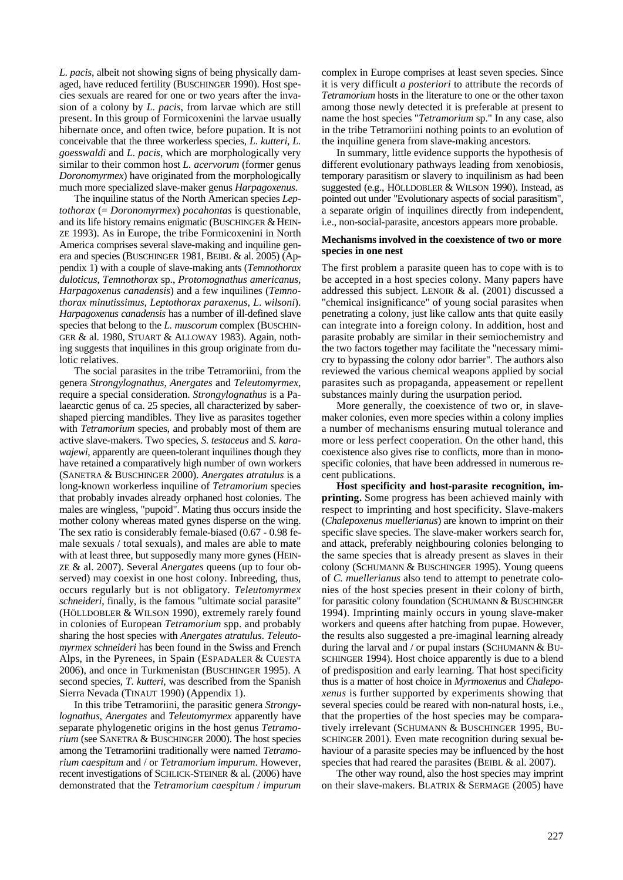*L. pacis*, albeit not showing signs of being physically damaged, have reduced fertility (BUSCHINGER 1990). Host species sexuals are reared for one or two years after the invasion of a colony by *L. pacis*, from larvae which are still present. In this group of Formicoxenini the larvae usually hibernate once, and often twice, before pupation. It is not conceivable that the three workerless species, *L. kutteri*, *L. goesswaldi* and *L. pacis*, which are morphologically very similar to their common host *L. acervorum* (former genus *Doronomyrmex*) have originated from the morphologically much more specialized slave-maker genus *Harpagoxenus*.

The inquiline status of the North American species *Leptothorax* (= *Doronomyrmex*) *pocahontas* is questionable, and its life history remains enigmatic (BUSCHINGER & HEINZE 1993). As in Europe, the tribe Formicoxenini in North America comprises several slave-making and inquiline genera and species (BUSCHINGER 1981, BEIBL & al. 2005) (Appendix 1) with a couple of slave-making ants (*Temnothorax duloticus*, *Temnothorax* sp., *Protomognathus americanus*, *Harpagoxenus canadensis*) and a few inquilines (*Temnothorax minutissimus*, *Leptothorax paraxenus*, *L. wilsoni*). *Harpagoxenus canadensis* has a number of ill-defined slave species that belong to the *L. muscorum* complex (BUSCHINGER & al. 1980, STUART & ALLOWAY 1983). Again, nothing suggests that inquilines in this group originate from dulotic relatives.

The social parasites in the tribe Tetramoriini, from the genera *Strongylognathus*, *Anergates* and *Teleutomyrmex*, require a special consideration. *Strongylognathus* is a Palaearctic genus of ca. 25 species, all characterized by saber-shaped piercing mandibles. They live as parasites together with *Tetramorium* species, and probably most of them are active slave-makers. Two species, *S. testaceus* and *S. karawajewi*, apparently are queen-tolerant inquilines though they have retained a comparatively high number of own workers (SANETRA & BUSCHINGER 2000). *Anergates atratulus* is a long-known workerless inquiline of *Tetramorium* species that probably invades already orphaned host colonies. The males are wingless, "pupoid". Mating thus occurs inside the mother colony whereas mated gynes disperse on the wing. The sex ratio is considerably female-biased (0.67 - 0.98 female sexuals / total sexuals), and males are able to mate with at least three, but supposedly many more gynes (HEINZE & al. 2007). Several *Anergates* queens (up to four observed) may coexist in one host colony. Inbreeding, thus, occurs regularly but is not obligatory. *Teleutomyrmex schneideri*, finally, is the famous "ultimate social parasite" (HÖLLDOBLER & WILSON 1990), extremely rarely found in colonies of European *Tetramorium* spp. and probably sharing the host species with *Anergates atratulus*. *Teleutomyrmex schneideri* has been found in the Swiss and French Alps, in the Pyrenees, in Spain (ESPADALER & CUESTA 2006), and once in Turkmenistan (BUSCHINGER 1995). A second species, *T. kutteri*, was described from the Spanish Sierra Nevada (TINAUT 1990) (Appendix 1).

In this tribe Tetramoriini, the parasitic genera *Strongylognathus*, *Anergates* and *Teleutomyrmex* apparently have separate phylogenetic origins in the host genus *Tetramorium* (see SANETRA & BUSCHINGER 2000). The host species among the Tetramoriini traditionally were named *Tetramorium caespitum* and / or *Tetramorium impurum*. However, recent investigations of SCHLICK-STEINER & al. (2006) have demonstrated that the *Tetramorium caespitum* / *impurum* complex in Europe comprises at least seven species. Since it is very difficult *a posteriori* to attribute the records of *Tetramorium* hosts in the literature to one or the other taxon among those newly detected it is preferable at present to name the host species "*Tetramorium* sp." In any case, also in the tribe Tetramoriini nothing points to an evolution of the inquiline genera from slave-making ancestors.

In summary, little evidence supports the hypothesis of different evolutionary pathways leading from xenobiosis, temporary parasitism or slavery to inquilinism as had been suggested (e.g., HÖLLDOBLER & WILSON 1990). Instead, as pointed out under "Evolutionary aspects of social parasitism", a separate origin of inquilines directly from independent, i.e., non-social-parasite, ancestors appears more probable.

### Mechanisms involved in the coexistence of two or more species in one nest

The first problem a parasite queen has to cope with is to be accepted in a host species colony. Many papers have addressed this subject. LENOIR & al. (2001) discussed a "chemical insignificance" of young social parasites when penetrating a colony, just like callow ants that quite easily can integrate into a foreign colony. In addition, host and parasite probably are similar in their semiochemistry and the two factors together may facilitate the "necessary mimicry to bypassing the colony odor barrier". The authors also reviewed the various chemical weapons applied by social parasites such as propaganda, appeasement or repellent substances mainly during the usurpation period.

More generally, the coexistence of two or, in slave-maker colonies, even more species within a colony implies a number of mechanisms ensuring mutual tolerance and more or less perfect cooperation. On the other hand, this coexistence also gives rise to conflicts, more than in monospecific colonies, that have been addressed in numerous recent publications.

**Host specificity and host-parasite recognition, imprinting.** Some progress has been achieved mainly with respect to imprinting and host specificity. Slave-makers (*Chalepoxenus muellerianus*) are known to imprint on their specific slave species. The slave-maker workers search for, and attack, preferably neighbouring colonies belonging to the same species that is already present as slaves in their colony (SCHUMANN & BUSCHINGER 1995). Young queens of *C. muellerianus* also tend to attempt to penetrate colonies of the host species present in their colony of birth, for parasitic colony foundation (SCHUMANN & BUSCHINGER 1994). Imprinting mainly occurs in young slave-maker workers and queens after hatching from pupae. However, the results also suggested a pre-imaginal learning already during the larval and / or pupal instars (SCHUMANN & BUSCHINGER 1994). Host choice apparently is due to a blend of predisposition and early learning. That host specificity thus is a matter of host choice in *Myrmoxenus* and *Chalepoxenus* is further supported by experiments showing that several species could be reared with non-natural hosts, i.e., that the properties of the host species may be comparatively irrelevant (SCHUMANN & BUSCHINGER 1995, BUSCHINGER 2001). Even mate recognition during sexual behaviour of a parasite species may be influenced by the host species that had reared the parasites (BEIBL & al. 2007).

The other way round, also the host species may imprint on their slave-makers. BLATRIX & SERMAGE (2005) have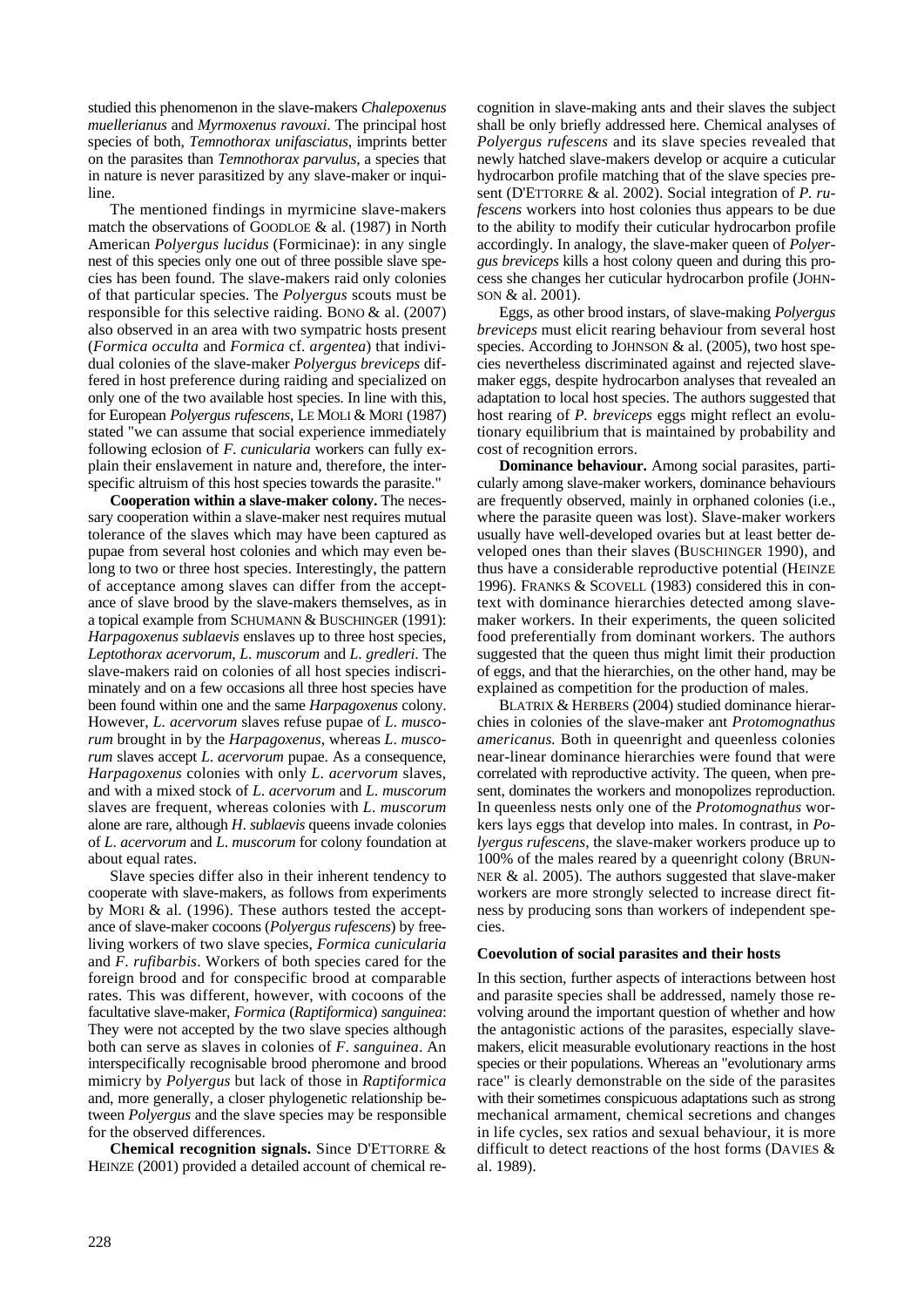studied this phenomenon in the slave-makers *Chalepoxenus muellerianus* and *Myrmoxenus ravouxi*. The principal host species of both, *Temnothorax unifasciatus*, imprints better on the parasites than *Temnothorax parvulus*, a species that in nature is never parasitized by any slave-maker or inquiline.

The mentioned findings in myrmicine slave-makers match the observations of GOODLOE & al. (1987) in North American *Polyergus lucidus* (Formicinae): in any single nest of this species only one out of three possible slave species has been found. The slave-makers raid only colonies of that particular species. The *Polyergus* scouts must be responsible for this selective raiding. BONO & al. (2007) also observed in an area with two sympatric hosts present (*Formica occulta* and *Formica* cf. *argentea*) that individual colonies of the slave-maker *Polyergus breviceps* differed in host preference during raiding and specialized on only one of the two available host species. In line with this, for European *Polyergus rufescens*, LE MOLI & MORI (1987) stated "we can assume that social experience immediately following eclosion of *F. cunicularia* workers can fully explain their enslavement in nature and, therefore, the interspecific altruism of this host species towards the parasite."

**Cooperation within a slave-maker colony.** The necessary cooperation within a slave-maker nest requires mutual tolerance of the slaves which may have been captured as pupae from several host colonies and which may even belong to two or three host species. Interestingly, the pattern of acceptance among slaves can differ from the acceptance of slave brood by the slave-makers themselves, as in a topical example from SCHUMANN & BUSCHINGER (1991): *Harpagoxenus sublaevis* enslaves up to three host species, *Leptothorax acervorum*, *L. muscorum* and *L. gredleri*. The slave-makers raid on colonies of all host species indiscriminately and on a few occasions all three host species have been found within one and the same *Harpagoxenus* colony. However, *L. acervorum* slaves refuse pupae of *L. muscorum* brought in by the *Harpagoxenus*, whereas *L. muscorum* slaves accept *L. acervorum* pupae. As a consequence, *Harpagoxenus* colonies with only *L. acervorum* slaves, and with a mixed stock of *L. acervorum* and *L. muscorum* slaves are frequent, whereas colonies with *L. muscorum* alone are rare, although *H. sublaevis* queens invade colonies of *L. acervorum* and *L. muscorum* for colony foundation at about equal rates.

Slave species differ also in their inherent tendency to cooperate with slave-makers, as follows from experiments by MORI & al. (1996). These authors tested the acceptance of slave-maker cocoons (*Polyergus rufescens*) by free-living workers of two slave species, *Formica cunicularia* and *F. rufibarbis*. Workers of both species cared for the foreign brood and for conspecific brood at comparable rates. This was different, however, with cocoons of the facultative slave-maker, *Formica* (*Raptiformica*) *sanguinea*: They were not accepted by the two slave species although both can serve as slaves in colonies of *F. sanguinea*. An interspecifically recognisable brood pheromone and brood mimicry by *Polyergus* but lack of those in *Raptiformica* and, more generally, a closer phylogenetic relationship between *Polyergus* and the slave species may be responsible for the observed differences.

**Chemical recognition signals.** Since D'ETTORRE & HEINZE (2001) provided a detailed account of chemical recognition in slave-making ants and their slaves the subject shall be only briefly addressed here. Chemical analyses of *Polyergus rufescens* and its slave species revealed that newly hatched slave-makers develop or acquire a cuticular hydrocarbon profile matching that of the slave species present (D'ETTORRE & al. 2002). Social integration of *P. rufescens* workers into host colonies thus appears to be due to the ability to modify their cuticular hydrocarbon profile accordingly. In analogy, the slave-maker queen of *Polyergus breviceps* kills a host colony queen and during this process she changes her cuticular hydrocarbon profile (JOHNSON & al. 2001).

Eggs, as other brood instars, of slave-making *Polyergus breviceps* must elicit rearing behaviour from several host species. According to JOHNSON & al. (2005), two host species nevertheless discriminated against and rejected slave-maker eggs, despite hydrocarbon analyses that revealed an adaptation to local host species. The authors suggested that host rearing of *P. breviceps* eggs might reflect an evolutionary equilibrium that is maintained by probability and cost of recognition errors.

**Dominance behaviour.** Among social parasites, particularly among slave-maker workers, dominance behaviours are frequently observed, mainly in orphaned colonies (i.e., where the parasite queen was lost). Slave-maker workers usually have well-developed ovaries but at least better developed ones than their slaves (BUSCHINGER 1990), and thus have a considerable reproductive potential (HEINZE 1996). FRANKS & SCOVELL (1983) considered this in context with dominance hierarchies detected among slave-maker workers. In their experiments, the queen solicited food preferentially from dominant workers. The authors suggested that the queen thus might limit their production of eggs, and that the hierarchies, on the other hand, may be explained as competition for the production of males.

BLATRIX & HERBERS (2004) studied dominance hierarchies in colonies of the slave-maker ant *Protomognathus americanus.* Both in queenright and queenless colonies near-linear dominance hierarchies were found that were correlated with reproductive activity. The queen, when present, dominates the workers and monopolizes reproduction. In queenless nests only one of the *Protomognathus* workers lays eggs that develop into males. In contrast, in *Polyergus rufescens*, the slave-maker workers produce up to 100% of the males reared by a queenright colony (BRUNNER & al. 2005). The authors suggested that slave-maker workers are more strongly selected to increase direct fitness by producing sons than workers of independent species.

### Coevolution of social parasites and their hosts

In this section, further aspects of interactions between host and parasite species shall be addressed, namely those revolving around the important question of whether and how the antagonistic actions of the parasites, especially slave-makers, elicit measurable evolutionary reactions in the host species or their populations. Whereas an "evolutionary arms race" is clearly demonstrable on the side of the parasites with their sometimes conspicuous adaptations such as strong mechanical armament, chemical secretions and changes in life cycles, sex ratios and sexual behaviour, it is more difficult to detect reactions of the host forms (DAVIES & al. 1989).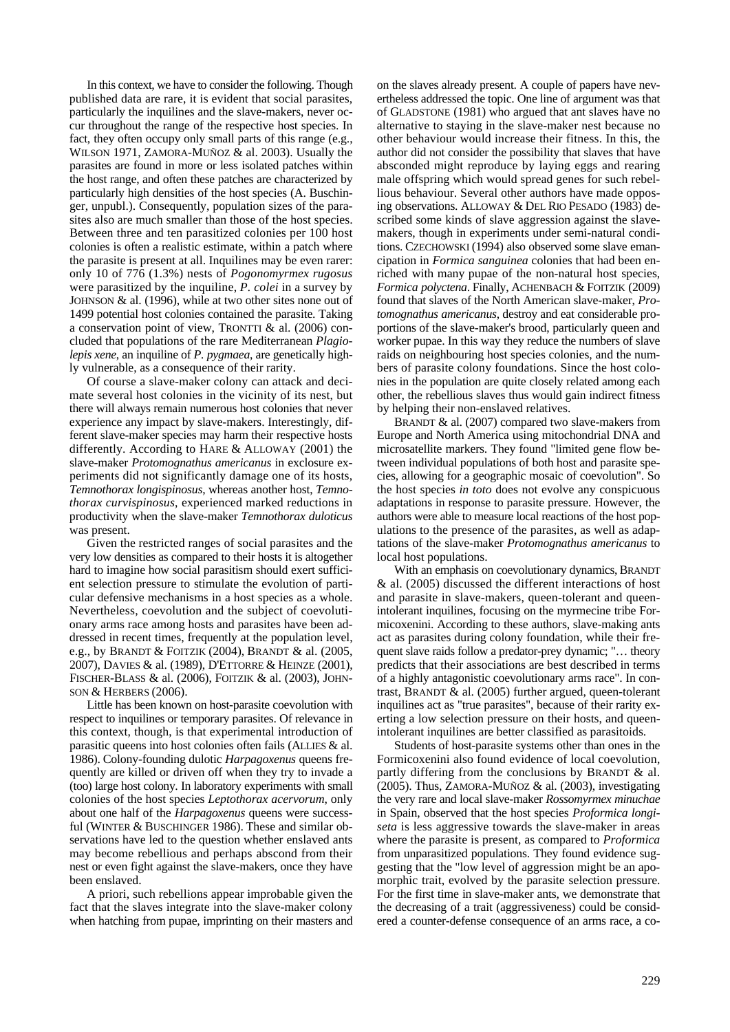In this context, we have to consider the following. Though published data are rare, it is evident that social parasites, particularly the inquilines and the slave-makers, never occur throughout the range of the respective host species. In fact, they often occupy only small parts of this range (e.g., WILSON 1971, ZAMORA-MUÑOZ & al. 2003). Usually the parasites are found in more or less isolated patches within the host range, and often these patches are characterized by particularly high densities of the host species (A. Buschinger, unpubl.). Consequently, population sizes of the parasites also are much smaller than those of the host species. Between three and ten parasitized colonies per 100 host colonies is often a realistic estimate, within a patch where the parasite is present at all. Inquilines may be even rarer: only 10 of 776 (1.3%) nests of *Pogonomyrmex rugosus* were parasitized by the inquiline, *P. colei* in a survey by JOHNSON & al. (1996), while at two other sites none out of 1499 potential host colonies contained the parasite. Taking a conservation point of view, TRONTTI & al. (2006) concluded that populations of the rare Mediterranean *Plagiolepis xene*, an inquiline of *P. pygmaea*, are genetically highly vulnerable, as a consequence of their rarity.

Of course a slave-maker colony can attack and decimate several host colonies in the vicinity of its nest, but there will always remain numerous host colonies that never experience any impact by slave-makers. Interestingly, different slave-maker species may harm their respective hosts differently. According to HARE & ALLOWAY (2001) the slave-maker *Protomognathus americanus* in exclosure experiments did not significantly damage one of its hosts, *Temnothorax longispinosus*, whereas another host, *Temnothorax curvispinosus*, experienced marked reductions in productivity when the slave-maker *Temnothorax duloticus* was present.

Given the restricted ranges of social parasites and the very low densities as compared to their hosts it is altogether hard to imagine how social parasitism should exert sufficient selection pressure to stimulate the evolution of particular defensive mechanisms in a host species as a whole. Nevertheless, coevolution and the subject of coevolutionary arms race among hosts and parasites have been addressed in recent times, frequently at the population level, e.g., by BRANDT & FOITZIK (2004), BRANDT & al. (2005, 2007), DAVIES & al. (1989), D'ETTORRE & HEINZE (2001), FISCHER-BLASS & al. (2006), FOITZIK & al. (2003), JOHNSON & HERBERS (2006).

Little has been known on host-parasite coevolution with respect to inquilines or temporary parasites. Of relevance in this context, though, is that experimental introduction of parasitic queens into host colonies often fails (ALLIES & al. 1986). Colony-founding dulotic *Harpagoxenus* queens frequently are killed or driven off when they try to invade a (too) large host colony. In laboratory experiments with small colonies of the host species *Leptothorax acervorum*, only about one half of the *Harpagoxenus* queens were successful (WINTER & BUSCHINGER 1986). These and similar observations have led to the question whether enslaved ants may become rebellious and perhaps abscond from their nest or even fight against the slave-makers, once they have been enslaved.

A priori, such rebellions appear improbable given the fact that the slaves integrate into the slave-maker colony when hatching from pupae, imprinting on their masters and on the slaves already present. A couple of papers have nevertheless addressed the topic. One line of argument was that of GLADSTONE (1981) who argued that ant slaves have no alternative to staying in the slave-maker nest because no other behaviour would increase their fitness. In this, the author did not consider the possibility that slaves that have absconded might reproduce by laying eggs and rearing male offspring which would spread genes for such rebellious behaviour. Several other authors have made opposing observations. ALLOWAY & DEL RIO PESADO (1983) described some kinds of slave aggression against the slave-makers, though in experiments under semi-natural conditions. CZECHOWSKI (1994) also observed some slave emancipation in *Formica sanguinea* colonies that had been enriched with many pupae of the non-natural host species, *Formica polyctena*. Finally, ACHENBACH & FOITZIK (2009) found that slaves of the North American slave-maker, *Protomognathus americanus*, destroy and eat considerable proportions of the slave-maker's brood, particularly queen and worker pupae. In this way they reduce the numbers of slave raids on neighbouring host species colonies, and the numbers of parasite colony foundations. Since the host colonies in the population are quite closely related among each other, the rebellious slaves thus would gain indirect fitness by helping their non-enslaved relatives.

BRANDT & al. (2007) compared two slave-makers from Europe and North America using mitochondrial DNA and microsatellite markers. They found "limited gene flow between individual populations of both host and parasite species, allowing for a geographic mosaic of coevolution". So the host species *in toto* does not evolve any conspicuous adaptations in response to parasite pressure. However, the authors were able to measure local reactions of the host populations to the presence of the parasites, as well as adaptations of the slave-maker *Protomognathus americanus* to local host populations.

With an emphasis on coevolutionary dynamics, BRANDT & al. (2005) discussed the different interactions of host and parasite in slave-makers, queen-tolerant and queen-intolerant inquilines, focusing on the myrmecine tribe Formicoxenini. According to these authors, slave-making ants act as parasites during colony foundation, while their frequent slave raids follow a predator-prey dynamic; "… theory predicts that their associations are best described in terms of a highly antagonistic coevolutionary arms race". In contrast, BRANDT & al. (2005) further argued, queen-tolerant inquilines act as "true parasites", because of their rarity exerting a low selection pressure on their hosts, and queen-intolerant inquilines are better classified as parasitoids.

Students of host-parasite systems other than ones in the Formicoxenini also found evidence of local coevolution, partly differing from the conclusions by BRANDT & al. (2005). Thus, ZAMORA-MUÑOZ & al. (2003), investigating the very rare and local slave-maker *Rossomyrmex minuchae* in Spain, observed that the host species *Proformica longiseta* is less aggressive towards the slave-maker in areas where the parasite is present, as compared to *Proformica* from unparasitized populations. They found evidence suggesting that the "low level of aggression might be an apomorphic trait, evolved by the parasite selection pressure. For the first time in slave-maker ants, we demonstrate that the decreasing of a trait (aggressiveness) could be considered a counter-defense consequence of an arms race, a co-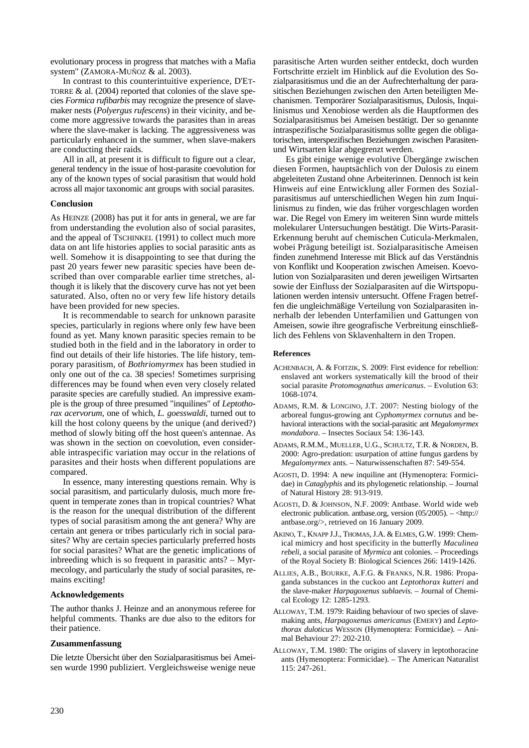evolutionary process in progress that matches with a Mafia system" (ZAMORA-MUÑOZ & al. 2003).

In contrast to this counterintuitive experience, D'ETTORRE & al. (2004) reported that colonies of the slave species *Formica rufibarbis* may recognize the presence of slave-maker nests (*Polyergus rufescens*) in their vicinity, and become more aggressive towards the parasites than in areas where the slave-maker is lacking. The aggressiveness was particularly enhanced in the summer, when slave-makers are conducting their raids.

All in all, at present it is difficult to figure out a clear, general tendency in the issue of host-parasite coevolution for any of the known types of social parasitism that would hold across all major taxonomic ant groups with social parasites.

### Conclusion

As HEINZE (2008) has put it for ants in general, we are far from understanding the evolution also of social parasites, and the appeal of TSCHINKEL (1991) to collect much more data on ant life histories applies to social parasitic ants as well. Somehow it is disappointing to see that during the past 20 years fewer new parasitic species have been described than over comparable earlier time stretches, although it is likely that the discovery curve has not yet been saturated. Also, often no or very few life history details have been provided for new species.

It is recommendable to search for unknown parasite species, particularly in regions where only few have been found as yet. Many known parasitic species remain to be studied both in the field and in the laboratory in order to find out details of their life histories. The life history, temporary parasitism, of *Bothriomyrmex* has been studied in only one out of the ca. 38 species! Sometimes surprising differences may be found when even very closely related parasite species are carefully studied. An impressive example is the group of three presumed "inquilines" of *Leptothorax acervorum*, one of which, *L. goesswaldi*, turned out to kill the host colony queens by the unique (and derived?) method of slowly biting off the host queen's antennae. As was shown in the section on coevolution, even considerable intraspecific variation may occur in the relations of parasites and their hosts when different populations are compared.

In essence, many interesting questions remain. Why is social parasitism, and particularly dulosis, much more frequent in temperate zones than in tropical countries? What is the reason for the unequal distribution of the different types of social parasitism among the ant genera? Why are certain ant genera or tribes particularly rich in social parasites? Why are certain species particularly preferred hosts for social parasites? What are the genetic implications of inbreeding which is so frequent in parasitic ants? – Myrmecology, and particularly the study of social parasites, remains exciting!

### Acknowledgements

The author thanks J. Heinze and an anonymous referee for helpful comments. Thanks are due also to the editors for their patience.

### Zusammenfassung

Die letzte Übersicht über den Sozialparasitismus bei Ameisen wurde 1990 publiziert. Vergleichsweise wenige neue parasitische Arten wurden seither entdeckt, doch wurden Fortschritte erzielt im Hinblick auf die Evolution des Sozialparasitismus und die an der Aufrechterhaltung der parasitischen Beziehungen zwischen den Arten beteiligten Mechanismen. Temporärer Sozialparasitismus, Dulosis, Inquilinismus und Xenobiose werden als die Hauptformen des Sozialparasitismus bei Ameisen bestätigt. Der so genannte intraspezifische Sozialparasitismus sollte gegen die obligatorischen, interspezifischen Beziehungen zwischen Parasiten- und Wirtsarten klar abgegrenzt werden.

Es gibt einige wenige evolutive Übergänge zwischen diesen Formen, hauptsächlich von der Dulosis zu einem abgeleiteten Zustand ohne Arbeiterinnen. Dennoch ist kein Hinweis auf eine Entwicklung aller Formen des Sozialparasitismus auf unterschiedlichen Wegen hin zum Inquilinismus zu finden, wie das früher vorgeschlagen worden war. Die Regel von Emery im weiteren Sinn wurde mittels molekularer Untersuchungen bestätigt. Die Wirts-Parasit-Erkennung beruht auf chemischen Cuticula-Merkmalen, wobei Prägung beteiligt ist. Sozialparasitische Ameisen finden zunehmend Interesse mit Blick auf das Verständnis von Konflikt und Kooperation zwischen Ameisen. Koevolution von Sozialparasiten und deren jeweiligen Wirtsarten sowie der Einfluss der Sozialparasiten auf die Wirtspopulationen werden intensiv untersucht. Offene Fragen betreffen die ungleichmäßige Verteilung von Sozialparasiten innerhalb der lebenden Unterfamilien und Gattungen von Ameisen, sowie ihre geografische Verbreitung einschließlich des Fehlens von Sklavenhaltern in den Tropen.

### References

ACHENBACH, A. & FOITZIK, S. 2009: First evidence for rebellion: enslaved ant workers systematically kill the brood of their social parasite *Protomognathus americanus*. – Evolution 63: 1068-1074.

ADAMS, R.M. & LONGINO, J.T. 2007: Nesting biology of the arboreal fungus-growing ant *Cyphomyrmex cornutus* and behavioral interactions with the social-parasitic ant *Megalomyrmex mondabora*. – Insectes Sociaux 54: 136-143.

ADAMS, R.M.M., MUELLER, U.G., SCHULTZ, T.R. & NORDEN, B. 2000: Agro-predation: usurpation of attine fungus gardens by *Megalomyrmex* ants. – Naturwissenschaften 87: 549-554.

AGOSTI, D. 1994: A new inquiline ant (Hymenoptera: Formicidae) in *Cataglyphis* and its phylogenetic relationship. – Journal of Natural History 28: 913-919.

AGOSTI, D. & JOHNSON, N.F. 2009: Antbase. World wide web electronic publication. antbase.org, version (05/2005). – <http://antbase.org/>, retrieved on 16 January 2009.

AKINO, T., KNAPP J.J., THOMAS, J.A. & ELMES, G.W. 1999: Chemical mimicry and host specificity in the butterfly *Maculinea rebeli*, a social parasite of *Myrmica* ant colonies. – Proceedings of the Royal Society B: Biological Sciences 266: 1419-1426.

ALLIES, A.B., BOURKE, A.F.G. & FRANKS, N.R. 1986: Propaganda substances in the cuckoo ant *Leptothorax kutteri* and the slave-maker *Harpagoxenus sublaevis*. – Journal of Chemical Ecology 12: 1285-1293.

ALLOWAY, T.M. 1979: Raiding behaviour of two species of slave-making ants, *Harpagoxenus americanus* (EMERY) and *Leptothorax duloticus* WESSON (Hymenoptera: Formicidae). – Animal Behaviour 27: 202-210.

ALLOWAY, T.M. 1980: The origins of slavery in leptothoracine ants (Hymenoptera: Formicidae). – The American Naturalist 115: 247-261.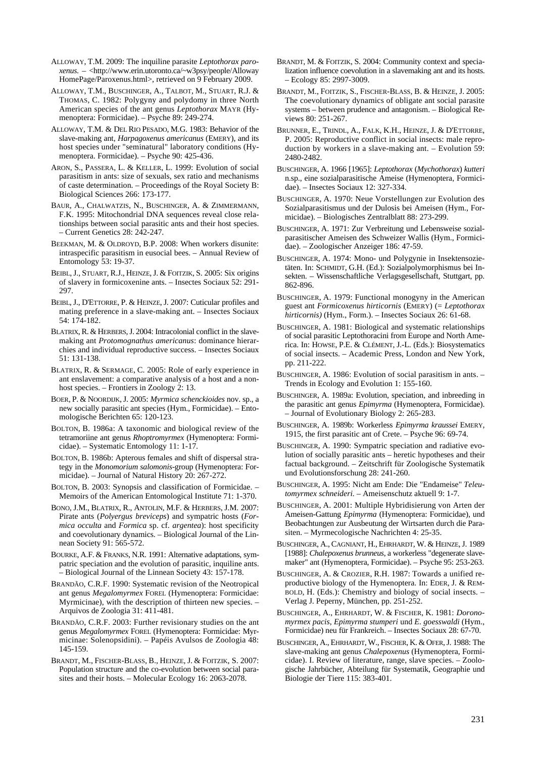ALLOWAY, T.M. 2009: The inquiline parasite *Leptothorax paroxenus.* – <http://www.erin.utoronto.ca/~w3psy/people/Alloway HomePage/Paroxenus.html>, retrieved on 9 February 2009.

ALLOWAY, T.M., BUSCHINGER, A., TALBOT, M., STUART, R.J. & THOMAS, C. 1982: Polygyny and polydomy in three North American species of the ant genus *Leptothorax* MAYR (Hymenoptera: Formicidae). – Psyche 89: 249-274.

ALLOWAY, T.M. & DEL RIO PESADO, M.G. 1983: Behavior of the slave-making ant, *Harpagoxenus americanus* (EMERY), and its host species under "seminatural" laboratory conditions (Hymenoptera. Formicidae). – Psyche 90: 425-436.

ARON, S., PASSERA, L. & KELLER, L. 1999: Evolution of social parasitism in ants: size of sexuals, sex ratio and mechanisms of caste determination. – Proceedings of the Royal Society B: Biological Sciences 266: 173-177.

BAUR, A., CHALWATZIS, N., BUSCHINGER, A. & ZIMMERMANN, F.K. 1995: Mitochondrial DNA sequences reveal close relationships between social parasitic ants and their host species. – Current Genetics 28: 242-247.

BEEKMAN, M. & OLDROYD, B.P. 2008: When workers disunite: intraspecific parasitism in eusocial bees. – Annual Review of Entomology 53: 19-37.

BEIBL, J., STUART, R.J., HEINZE, J. & FOITZIK, S. 2005: Six origins of slavery in formicoxenine ants. – Insectes Sociaux 52: 291-297.

BEIBL, J., D'ETTORRE, P. & HEINZE, J. 2007: Cuticular profiles and mating preference in a slave-making ant. – Insectes Sociaux 54: 174-182.

BLATRIX, R. & HERBERS, J. 2004: Intracolonial conflict in the slave-making ant *Protomognathus americanus*: dominance hierarchies and individual reproductive success. – Insectes Sociaux 51: 131-138.

BLATRIX, R. & SERMAGE, C. 2005: Role of early experience in ant enslavement: a comparative analysis of a host and a non-host species. – Frontiers in Zoology 2: 13.

BOER, P. & NOORDIJK, J. 2005: *Myrmica schenckioides* nov. sp., a new socially parasitic ant species (Hym., Formicidae). – Entomologische Berichten 65: 120-123.

BOLTON, B. 1986a: A taxonomic and biological review of the tetramoriine ant genus *Rhoptromyrmex* (Hymenoptera: Formicidae). – Systematic Entomology 11: 1-17.

BOLTON, B. 1986b: Apterous females and shift of dispersal strategy in the *Monomorium salomonis*-group (Hymenoptera: Formicidae). – Journal of Natural History 20: 267-272.

BOLTON, B. 2003: Synopsis and classification of Formicidae. – Memoirs of the American Entomological Institute 71: 1-370.

BONO, J.M., BLATRIX, R., ANTOLIN, M.F. & HERBERS, J.M. 2007: Pirate ants (*Polyergus breviceps*) and sympatric hosts (*Formica occulta* and *Formica* sp. cf. *argentea*): host specificity and coevolutionary dynamics. – Biological Journal of the Linnean Society 91: 565-572.

BOURKE, A.F. & FRANKS, N.R. 1991: Alternative adaptations, sympatric speciation and the evolution of parasitic, inquiline ants. – Biological Journal of the Linnean Society 43: 157-178.

BRANDÃO, C.R.F. 1990: Systematic revision of the Neotropical ant genus *Megalomyrmex* FOREL (Hymenoptera: Formicidae: Myrmicinae), with the description of thirteen new species. – Arquivos de Zoologia 31: 411-481.

BRANDÃO, C.R.F. 2003: Further revisionary studies on the ant genus *Megalomyrmex* FOREL (Hymenoptera: Formicidae: Myrmicinae: Solenopsidini). – Papéis Avulsos de Zoologia 48: 145-159.

BRANDT, M., FISCHER-BLASS, B., HEINZE, J. & FOITZIK, S. 2007: Population structure and the co-evolution between social parasites and their hosts. – Molecular Ecology 16: 2063-2078.

BRANDT, M. & FOITZIK, S. 2004: Community context and specialization influence coevolution in a slavemaking ant and its hosts. – Ecology 85: 2997-3009.

BRANDT, M., FOITZIK, S., FISCHER-BLASS, B. & HEINZE, J. 2005: The coevolutionary dynamics of obligate ant social parasite systems – between prudence and antagonism. – Biological Reviews 80: 251-267.

BRUNNER, E., TRINDL, A., FALK, K.H., HEINZE, J. & D'ETTORRE, P. 2005: Reproductive conflict in social insects: male reproduction by workers in a slave-making ant. – Evolution 59: 2480-2482.

BUSCHINGER, A. 1966 [1965]: *Leptothorax* (*Mychothorax*) *kutteri* n.sp., eine sozialparasitische Ameise (Hymenoptera, Formicidae). – Insectes Sociaux 12: 327-334.

BUSCHINGER, A. 1970: Neue Vorstellungen zur Evolution des Sozialparasitismus und der Dulosis bei Ameisen (Hym., Formicidae). – Biologisches Zentralblatt 88: 273-299.

BUSCHINGER, A. 1971: Zur Verbreitung und Lebensweise sozialparasitischer Ameisen des Schweizer Wallis (Hym., Formicidae). – Zoologischer Anzeiger 186: 47-59.

BUSCHINGER, A. 1974: Mono- und Polygynie in Insektensozietäten. In: SCHMIDT, G.H. (Ed.): Sozialpolymorphismus bei Insekten. – Wissenschaftliche Verlagsgesellschaft, Stuttgart, pp. 862-896.

BUSCHINGER, A. 1979: Functional monogyny in the American guest ant *Formicoxenus hirticornis* (EMERY) (= *Leptothorax hirticornis)* (Hym., Form.). – Insectes Sociaux 26: 61-68.

BUSCHINGER, A. 1981: Biological and systematic relationships of social parasitic Leptothoracini from Europe and North America. In: HOWSE, P.E. & CLÉMENT, J.-L. (Eds.): Biosystematics of social insects. – Academic Press, London and New York, pp. 211-222.

BUSCHINGER, A. 1986: Evolution of social parasitism in ants. – Trends in Ecology and Evolution 1: 155-160.

BUSCHINGER, A. 1989a: Evolution, speciation, and inbreeding in the parasitic ant genus *Epimyrma* (Hymenoptera, Formicidae). – Journal of Evolutionary Biology 2: 265-283.

BUSCHINGER, A. 1989b: Workerless *Epimyrma kraussei* EMERY, 1915, the first parasitic ant of Crete. – Psyche 96: 69-74.

BUSCHINGER, A. 1990: Sympatric speciation and radiative evolution of socially parasitic ants – heretic hypotheses and their factual background. – Zeitschrift für Zoologische Systematik und Evolutionsforschung 28: 241-260.

BUSCHINGER, A. 1995: Nicht am Ende: Die "Endameise" *Teleutomyrmex schneideri.* – Ameisenschutz aktuell 9: 1-7.

BUSCHINGER, A. 2001: Multiple Hybridisierung von Arten der Ameisen-Gattung *Epimyrma* (Hymenoptera: Formicidae), und Beobachtungen zur Ausbeutung der Wirtsarten durch die Parasiten. – Myrmecologische Nachrichten 4: 25-35.

BUSCHINGER, A., CAGNIANT, H., EHRHARDT, W. & HEINZE, J. 1989 [1988]: *Chalepoxenus brunneus*, a workerless "degenerate slavemaker" ant (Hymenoptera, Formicidae). – Psyche 95: 253-263.

BUSCHINGER, A. & CROZIER, R.H. 1987: Towards a unified reproductive biology of the Hymenoptera. In: EDER, J. & REMBOLD, H. (Eds.): Chemistry and biology of social insects. – Verlag J. Peperny, München, pp. 251-252.

BUSCHINGER, A., EHRHARDT, W. & FISCHER, K. 1981: *Doronomyrmex pacis*, *Epimyrma stumperi* und *E. goesswaldi* (Hym., Formicidae) neu für Frankreich. – Insectes Sociaux 28: 67-70.

BUSCHINGER, A., EHRHARDT, W., FISCHER, K. & OFER, J. 1988: The slave-making ant genus *Chalepoxenus* (Hymenoptera, Formicidae). I. Review of literature, range, slave species. – Zoologische Jahrbücher, Abteilung für Systematik, Geographie und Biologie der Tiere 115: 383-401.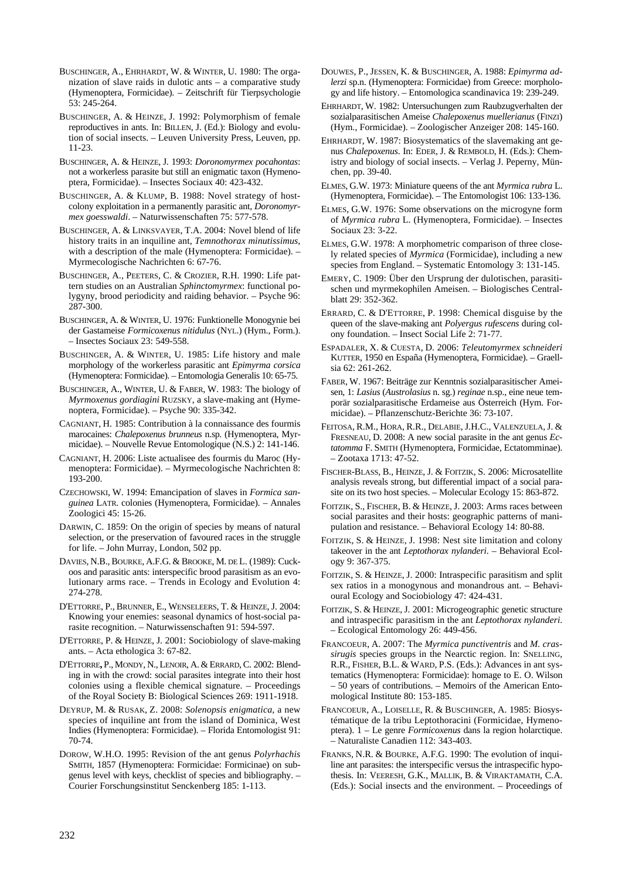BUSCHINGER, A., EHRHARDT, W. & WINTER, U. 1980: The organization of slave raids in dulotic ants – a comparative study (Hymenoptera, Formicidae). – Zeitschrift für Tierpsychologie 53: 245-264.

BUSCHINGER, A. & HEINZE, J. 1992: Polymorphism of female reproductives in ants. In: BILLEN, J. (Ed.): Biology and evolution of social insects. – Leuven University Press, Leuven, pp. 11-23.

BUSCHINGER, A. & HEINZE, J. 1993: *Doronomyrmex pocahontas*: not a workerless parasite but still an enigmatic taxon (Hymenoptera, Formicidae). – Insectes Sociaux 40: 423-432.

BUSCHINGER, A. & KLUMP, B. 1988: Novel strategy of host-colony exploitation in a permanently parasitic ant, *Doronomyrmex goesswaldi*. – Naturwissenschaften 75: 577-578.

BUSCHINGER, A. & LINKSVAYER, T.A. 2004: Novel blend of life history traits in an inquiline ant, *Temnothorax minutissimus*, with a description of the male (Hymenoptera: Formicidae). – Myrmecologische Nachrichten 6: 67-76.

BUSCHINGER, A., PEETERS, C. & CROZIER, R.H. 1990: Life pattern studies on an Australian *Sphinctomyrmex*: functional polygyny, brood periodicity and raiding behavior. – Psyche 96: 287-300.

BUSCHINGER, A. & WINTER, U. 1976: Funktionelle Monogynie bei der Gastameise *Formicoxenus nitidulus* (NYL.) (Hym., Form.). – Insectes Sociaux 23: 549-558.

BUSCHINGER, A. & WINTER, U. 1985: Life history and male morphology of the workerless parasitic ant *Epimyrma corsica* (Hymenoptera: Formicidae). – Entomologia Generalis 10: 65-75.

BUSCHINGER, A., WINTER, U. & FABER, W. 1983: The biology of *Myrmoxenus gordiagini* RUZSKY, a slave-making ant (Hymenoptera, Formicidae). – Psyche 90: 335-342.

CAGNIANT, H. 1985: Contribution à la connaissance des fourmis marocaines: *Chalepoxenus brunneus* n.sp. (Hymenoptera, Myrmicidae). – Nouvelle Revue Entomologique (N.S.) 2: 141-146.

CAGNIANT, H. 2006: Liste actualisee des fourmis du Maroc (Hymenoptera: Formicidae). – Myrmecologische Nachrichten 8: 193-200.

CZECHOWSKI, W. 1994: Emancipation of slaves in *Formica sanguinea* LATR. colonies (Hymenoptera, Formicidae). – Annales Zoologici 45: 15-26.

DARWIN, C. 1859: On the origin of species by means of natural selection, or the preservation of favoured races in the struggle for life. – John Murray, London, 502 pp.

DAVIES, N.B., BOURKE, A.F.G. & BROOKE, M. DE L. (1989): Cuckoos and parasitic ants: interspecific brood parasitism as an evolutionary arms race. – Trends in Ecology and Evolution 4: 274-278.

D'ETTORRE, P., BRUNNER, E., WENSELEERS, T. & HEINZE, J. 2004: Knowing your enemies: seasonal dynamics of host-social parasite recognition. – Naturwissenschaften 91: 594-597.

D'ETTORRE, P. & HEINZE, J. 2001: Sociobiology of slave-making ants. – Acta ethologica 3: 67-82.

D'ETTORRE**,** P., MONDY, N., LENOIR, A. & ERRARD, C. 2002: Blending in with the crowd: social parasites integrate into their host colonies using a flexible chemical signature. – Proceedings of the Royal Society B: Biological Sciences 269: 1911-1918.

DEYRUP, M. & RUSAK, Z. 2008: *Solenopsis enigmatica*, a new species of inquiline ant from the island of Dominica, West Indies (Hymenoptera: Formicidae). – Florida Entomologist 91: 70-74.

DOROW, W.H.O. 1995: Revision of the ant genus *Polyrhachis* SMITH, 1857 (Hymenoptera: Formicidae: Formicinae) on subgenus level with keys, checklist of species and bibliography. – Courier Forschungsinstitut Senckenberg 185: 1-113.

DOUWES, P., JESSEN, K. & BUSCHINGER, A. 1988: *Epimyrma adlerzi* sp.n. (Hymenoptera: Formicidae) from Greece: morphology and life history. – Entomologica scandinavica 19: 239-249.

EHRHARDT, W. 1982: Untersuchungen zum Raubzugverhalten der sozialparasitischen Ameise *Chalepoxenus muellerianus* (FINZI) (Hym., Formicidae). – Zoologischer Anzeiger 208: 145-160.

EHRHARDT, W. 1987: Biosystematics of the slavemaking ant genus *Chalepoxenus*. In: EDER, J. & REMBOLD, H. (Eds.): Chemistry and biology of social insects. – Verlag J. Peperny, München, pp. 39-40.

ELMES, G.W. 1973: Miniature queens of the ant *Myrmica rubra* L. (Hymenoptera, Formicidae). – The Entomologist 106: 133-136.

ELMES, G.W. 1976: Some observations on the microgyne form of *Myrmica rubra* L. (Hymenoptera, Formicidae). – Insectes Sociaux 23: 3-22.

ELMES, G.W. 1978: A morphometric comparison of three closely related species of *Myrmica* (Formicidae), including a new species from England. – Systematic Entomology 3: 131-145.

EMERY, C. 1909: Über den Ursprung der dulotischen, parasitischen und myrmekophilen Ameisen. – Biologisches Centralblatt 29: 352-362.

ERRARD, C. & D'ETTORRE, P. 1998: Chemical disguise by the queen of the slave-making ant *Polyergus rufescens* during colony foundation. – Insect Social Life 2: 71-77.

ESPADALER, X. & CUESTA, D. 2006: *Teleutomyrmex schneideri* KUTTER, 1950 en España (Hymenoptera, Formicidae). – Graellsia 62: 261-262.

FABER, W. 1967: Beiträge zur Kenntnis sozialparasitischer Ameisen, 1: *Lasius* (*Austrolasius* n. sg.) *reginae* n.sp., eine neue temporär sozialparasitische Erdameise aus Österreich (Hym. Formicidae). – Pflanzenschutz-Berichte 36: 73-107.

FEITOSA, R.M., HORA, R.R., DELABIE, J.H.C., VALENZUELA, J. & FRESNEAU, D. 2008: A new social parasite in the ant genus *Ectatomma* F. SMITH (Hymenoptera, Formicidae, Ectatomminae). – Zootaxa 1713: 47-52.

FISCHER-BLASS, B., HEINZE, J. & FOITZIK, S. 2006: Microsatellite analysis reveals strong, but differential impact of a social parasite on its two host species. – Molecular Ecology 15: 863-872.

FOITZIK, S., FISCHER, B. & HEINZE, J. 2003: Arms races between social parasites and their hosts: geographic patterns of manipulation and resistance. – Behavioral Ecology 14: 80-88.

FOITZIK, S. & HEINZE, J. 1998: Nest site limitation and colony takeover in the ant *Leptothorax nylanderi*. – Behavioral Ecology 9: 367-375.

FOITZIK, S. & HEINZE, J. 2000: Intraspecific parasitism and split sex ratios in a monogynous and monandrous ant. – Behavioural Ecology and Sociobiology 47: 424-431.

FOITZIK, S. & HEINZE, J. 2001: Microgeographic genetic structure and intraspecific parasitism in the ant *Leptothorax nylanderi*. – Ecological Entomology 26: 449-456.

FRANCOEUR, A. 2007: The *Myrmica punctiventris* and *M. crassirugis* species groups in the Nearctic region. In: SNELLING, R.R., FISHER, B.L. & WARD, P.S. (Eds.): Advances in ant systematics (Hymenoptera: Formicidae): homage to E. O. Wilson – 50 years of contributions. – Memoirs of the American Entomological Institute 80: 153-185.

FRANCOEUR, A., LOISELLE, R. & BUSCHINGER, A. 1985: Biosystématique de la tribu Leptothoracini (Formicidae, Hymenoptera). 1 – Le genre *Formicoxenus* dans la region holarctique. – Naturaliste Canadien 112: 343-403.

FRANKS, N.R. & BOURKE, A.F.G. 1990: The evolution of inquiline ant parasites: the interspecific versus the intraspecific hypothesis. In: VEERESH, G.K., MALLIK, B. & VIRAKTAMATH, C.A. (Eds.): Social insects and the environment. – Proceedings of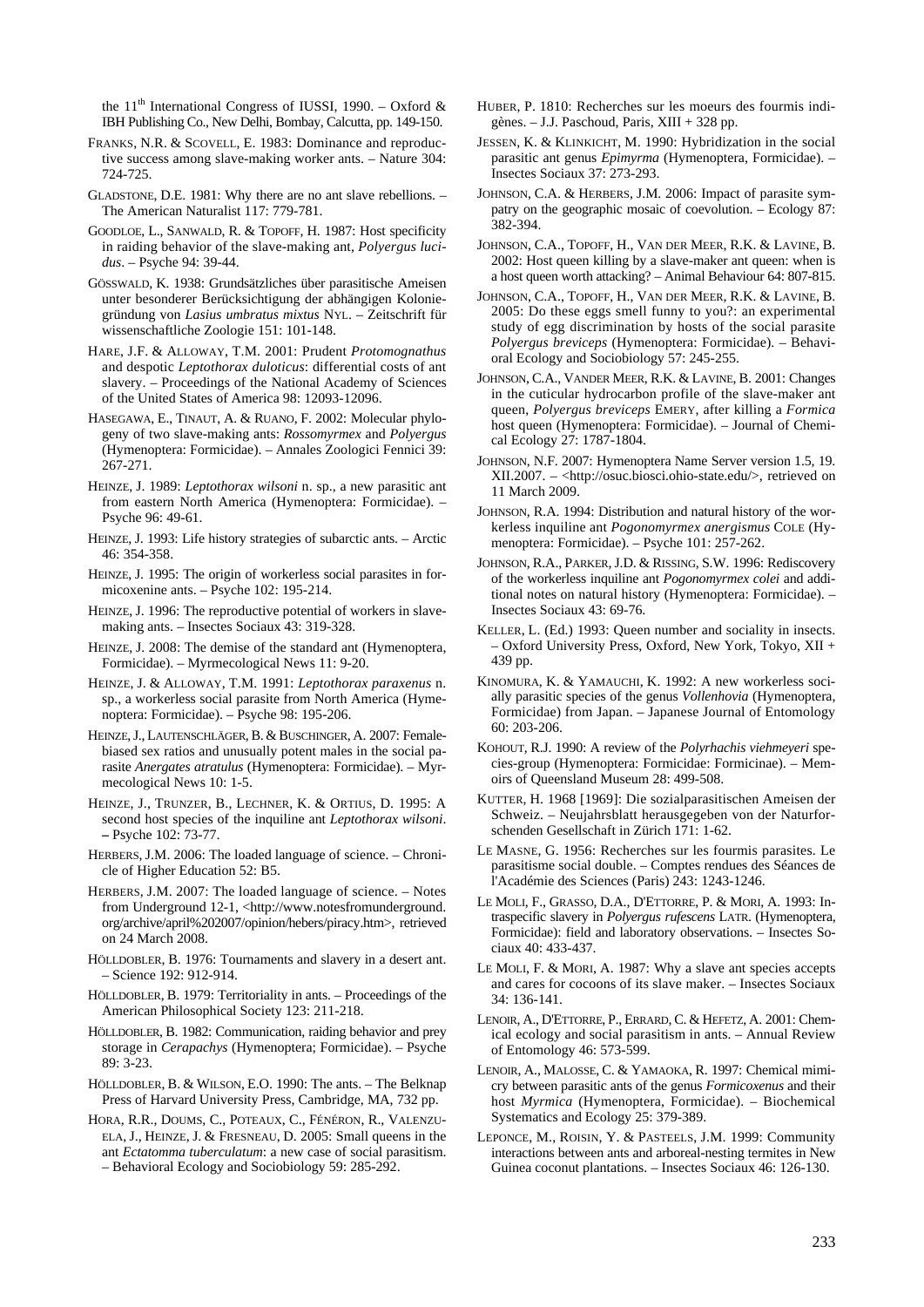the 11th International Congress of IUSSI, 1990. – Oxford & IBH Publishing Co., New Delhi, Bombay, Calcutta, pp. 149-150.

FRANKS, N.R. & SCOVELL, E. 1983: Dominance and reproductive success among slave-making worker ants. – Nature 304: 724-725.

GLADSTONE, D.E. 1981: Why there are no ant slave rebellions. – The American Naturalist 117: 779-781.

GOODLOE, L., SANWALD, R. & TOPOFF, H. 1987: Host specificity in raiding behavior of the slave-making ant, *Polyergus lucidus*. – Psyche 94: 39-44.

GÖSSWALD, K. 1938: Grundsätzliches über parasitische Ameisen unter besonderer Berücksichtigung der abhängigen Koloniegründung von *Lasius umbratus mixtus* NYL. – Zeitschrift für wissenschaftliche Zoologie 151: 101-148.

HARE, J.F. & ALLOWAY, T.M. 2001: Prudent *Protomognathus* and despotic *Leptothorax duloticus*: differential costs of ant slavery. – Proceedings of the National Academy of Sciences of the United States of America 98: 12093-12096.

HASEGAWA, E., TINAUT, A. & RUANO, F. 2002: Molecular phylogeny of two slave-making ants: *Rossomyrmex* and *Polyergus* (Hymenoptera: Formicidae). – Annales Zoologici Fennici 39: 267-271.

HEINZE, J. 1989: *Leptothorax wilsoni* n. sp., a new parasitic ant from eastern North America (Hymenoptera: Formicidae). – Psyche 96: 49-61.

HEINZE, J. 1993: Life history strategies of subarctic ants. – Arctic 46: 354-358.

HEINZE, J. 1995: The origin of workerless social parasites in formicoxenine ants. – Psyche 102: 195-214.

HEINZE, J. 1996: The reproductive potential of workers in slave-making ants. – Insectes Sociaux 43: 319-328.

HEINZE, J. 2008: The demise of the standard ant (Hymenoptera, Formicidae). – Myrmecological News 11: 9-20.

HEINZE, J. & ALLOWAY, T.M. 1991: *Leptothorax paraxenus* n. sp., a workerless social parasite from North America (Hymenoptera: Formicidae). – Psyche 98: 195-206.

HEINZE, J., LAUTENSCHLÄGER, B. & BUSCHINGER, A. 2007: Female-biased sex ratios and unusually potent males in the social parasite *Anergates atratulus* (Hymenoptera: Formicidae). – Myrmecological News 10: 1-5.

HEINZE, J., TRUNZER, B., LECHNER, K. & ORTIUS, D. 1995: A second host species of the inquiline ant *Leptothorax wilsoni*. – Psyche 102: 73-77.

HERBERS, J.M. 2006: The loaded language of science. – Chronicle of Higher Education 52: B5.

HERBERS, J.M. 2007: The loaded language of science. – Notes from Underground 12-1, <http://www.notesfromunderground.org/archive/april%202007/opinion/hebers/piracy.htm>, retrieved on 24 March 2008.

HÖLLDOBLER, B. 1976: Tournaments and slavery in a desert ant. – Science 192: 912-914.

HÖLLDOBLER, B. 1979: Territoriality in ants. – Proceedings of the American Philosophical Society 123: 211-218.

HÖLLDOBLER, B. 1982: Communication, raiding behavior and prey storage in *Cerapachys* (Hymenoptera; Formicidae). – Psyche 89: 3-23.

HÖLLDOBLER, B. & WILSON, E.O. 1990: The ants. – The Belknap Press of Harvard University Press, Cambridge, MA, 732 pp.

HORA, R.R., DOUMS, C., POTEAUX, C., FÉNÉRON, R., VALENZUELA, J., HEINZE, J. & FRESNEAU, D. 2005: Small queens in the ant *Ectatomma tuberculatum*: a new case of social parasitism. – Behavioral Ecology and Sociobiology 59: 285-292.

HUBER, P. 1810: Recherches sur les moeurs des fourmis indigènes. – J.J. Paschoud, Paris, XIII + 328 pp.

JESSEN, K. & KLINKICHT, M. 1990: Hybridization in the social parasitic ant genus *Epimyrma* (Hymenoptera, Formicidae). – Insectes Sociaux 37: 273-293.

JOHNSON, C.A. & HERBERS, J.M. 2006: Impact of parasite sympatry on the geographic mosaic of coevolution. – Ecology 87: 382-394.

JOHNSON, C.A., TOPOFF, H., VAN DER MEER, R.K. & LAVINE, B. 2002: Host queen killing by a slave-maker ant queen: when is a host queen worth attacking? – Animal Behaviour 64: 807-815.

JOHNSON, C.A., TOPOFF, H., VAN DER MEER, R.K. & LAVINE, B. 2005: Do these eggs smell funny to you?: an experimental study of egg discrimination by hosts of the social parasite *Polyergus breviceps* (Hymenoptera: Formicidae). – Behavioral Ecology and Sociobiology 57: 245-255.

JOHNSON, C.A., VANDER MEER, R.K. & LAVINE, B. 2001: Changes in the cuticular hydrocarbon profile of the slave-maker ant queen, *Polyergus breviceps* EMERY, after killing a *Formica* host queen (Hymenoptera: Formicidae). – Journal of Chemical Ecology 27: 1787-1804.

JOHNSON, N.F. 2007: Hymenoptera Name Server version 1.5, 19. XII.2007. – <http://osuc.biosci.ohio-state.edu/>, retrieved on 11 March 2009.

JOHNSON, R.A. 1994: Distribution and natural history of the workerless inquiline ant *Pogonomyrmex anergismus* COLE (Hymenoptera: Formicidae). – Psyche 101: 257-262.

JOHNSON, R.A., PARKER, J.D. & RISSING, S.W. 1996: Rediscovery of the workerless inquiline ant *Pogonomyrmex colei* and additional notes on natural history (Hymenoptera: Formicidae). – Insectes Sociaux 43: 69-76.

KELLER, L. (Ed.) 1993: Queen number and sociality in insects. – Oxford University Press, Oxford, New York, Tokyo, XII + 439 pp.

KINOMURA, K. & YAMAUCHI, K. 1992: A new workerless socially parasitic species of the genus *Vollenhovia* (Hymenoptera, Formicidae) from Japan. – Japanese Journal of Entomology 60: 203-206.

KOHOUT, R.J. 1990: A review of the *Polyrhachis viehmeyeri* species-group (Hymenoptera: Formicidae: Formicinae). – Memoirs of Queensland Museum 28: 499-508.

KUTTER, H. 1968 [1969]: Die sozialparasitischen Ameisen der Schweiz. – Neujahrsblatt herausgegeben von der Naturforschenden Gesellschaft in Zürich 171: 1-62.

LE MASNE, G. 1956: Recherches sur les fourmis parasites. Le parasitisme social double. – Comptes rendues des Séances de l'Académie des Sciences (Paris) 243: 1243-1246.

LE MOLI, F., GRASSO, D.A., D'ETTORRE, P. & MORI, A. 1993: Intraspecific slavery in *Polyergus rufescens* LATR. (Hymenoptera, Formicidae): field and laboratory observations. – Insectes Sociaux 40: 433-437.

LE MOLI, F. & MORI, A. 1987: Why a slave ant species accepts and cares for cocoons of its slave maker. – Insectes Sociaux 34: 136-141.

LENOIR, A., D'ETTORRE, P., ERRARD, C. & HEFETZ, A. 2001: Chemical ecology and social parasitism in ants. – Annual Review of Entomology 46: 573-599.

LENOIR, A., MALOSSE, C. & YAMAOKA, R. 1997: Chemical mimicry between parasitic ants of the genus *Formicoxenus* and their host *Myrmica* (Hymenoptera, Formicidae). – Biochemical Systematics and Ecology 25: 379-389.

LEPONCE, M., ROISIN, Y. & PASTEELS, J.M. 1999: Community interactions between ants and arboreal-nesting termites in New Guinea coconut plantations. – Insectes Sociaux 46: 126-130.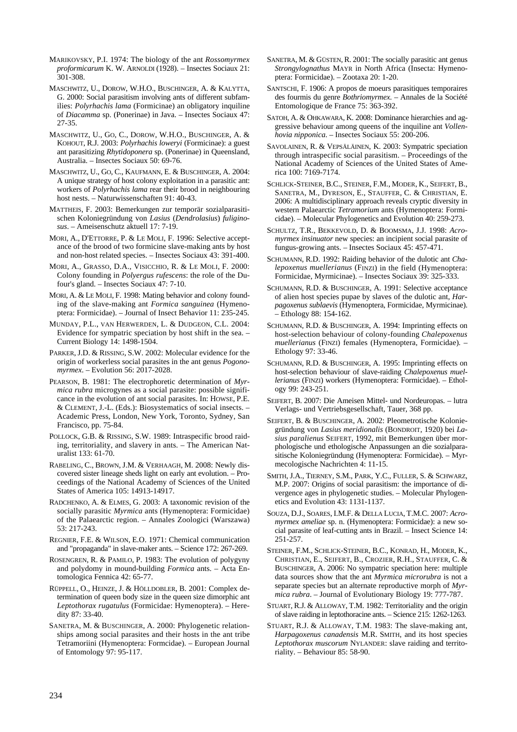MARIKOVSKY, P.I. 1974: The biology of the ant *Rossomyrmex proformicarum* K. W. ARNOLDI (1928). – Insectes Sociaux 21: 301-308.

MASCHWITZ, U., DOROW, W.H.O., BUSCHINGER, A. & KALYTTA, G. 2000: Social parasitism involving ants of different subfamilies: *Polyrhachis lama* (Formicinae) an obligatory inquiline of *Diacamma* sp. (Ponerinae) in Java. – Insectes Sociaux 47: 27-35.

MASCHWITZ, U., GO, C., DOROW, W.H.O., BUSCHINGER, A. & KOHOUT, R.J. 2003: *Polyrhachis loweryi* (Formicinae): a guest ant parasitizing *Rhytidoponera* sp. (Ponerinae) in Queensland, Australia. – Insectes Sociaux 50: 69-76.

MASCHWITZ, U., GO, C., KAUFMANN, E. & BUSCHINGER, A. 2004: A unique strategy of host colony exploitation in a parasitic ant: workers of *Polyrhachis lama* rear their brood in neighbouring host nests. – Naturwissenschaften 91: 40-43.

MATTHEIS, F. 2003: Bemerkungen zur temporär sozialparasitischen Koloniegründung von *Lasius* (*Dendrolasius*) *fuliginosus*. – Ameisenschutz aktuell 17: 7-19.

MORI, A., D'ETTORRE, P. & LE MOLI, F. 1996: Selective acceptance of the brood of two formicine slave-making ants by host and non-host related species. – Insectes Sociaux 43: 391-400.

MORI, A., GRASSO, D.A., VISICCHIO, R. & LE MOLI, F. 2000: Colony founding in *Polyergus rufescens*: the role of the Dufour's gland. – Insectes Sociaux 47: 7-10.

MORI, A. & LE MOLI, F. 1998: Mating behavior and colony founding of the slave-making ant *Formica sanguinea* (Hymenoptera: Formicidae). – Journal of Insect Behavior 11: 235-245.

MUNDAY, P.L., VAN HERWERDEN, L. & DUDGEON, C.L. 2004: Evidence for sympatric speciation by host shift in the sea. – Current Biology 14: 1498-1504.

PARKER, J.D. & RISSING, S.W. 2002: Molecular evidence for the origin of workerless social parasites in the ant genus *Pogonomyrmex*. – Evolution 56: 2017-2028.

PEARSON, B. 1981: The electrophoretic determination of *Myrmica rubra* microgynes as a social parasite: possible significance in the evolution of ant social parasites. In: HOWSE, P.E. & CLEMENT, J.-L. (Eds.): Biosystematics of social insects. – Academic Press, London, New York, Toronto, Sydney, San Francisco, pp. 75-84.

POLLOCK, G.B. & RISSING, S.W. 1989: Intraspecific brood raiding, territoriality, and slavery in ants. – The American Naturalist 133: 61-70.

RABELING, C., BROWN, J.M. & VERHAAGH, M. 2008: Newly discovered sister lineage sheds light on early ant evolution. – Proceedings of the National Academy of Sciences of the United States of America 105: 14913-14917.

RADCHENKO, A. & ELMES, G. 2003: A taxonomic revision of the socially parasitic *Myrmica* ants (Hymenoptera: Formicidae) of the Palaearctic region. – Annales Zoologici (Warszawa) 53: 217-243.

REGNIER, F.E. & WILSON, E.O. 1971: Chemical communication and "propaganda" in slave-maker ants. – Science 172: 267-269.

ROSENGREN, R. & PAMILO, P. 1983: The evolution of polygyny and polydomy in mound-building *Formica* ants. – Acta Entomologica Fennica 42: 65-77.

RÜPPELL, O., HEINZE, J. & HÖLLDOBLER, B. 2001: Complex determination of queen body size in the queen size dimorphic ant *Leptothorax rugatulus* (Formicidae: Hymenoptera). – Heredity 87: 33-40.

SANETRA, M. & BUSCHINGER, A. 2000: Phylogenetic relationships among social parasites and their hosts in the ant tribe Tetramoriini (Hymenoptera: Formcidae). – European Journal of Entomology 97: 95-117.

SANETRA, M. & GÜSTEN, R. 2001: The socially parasitic ant genus *Strongylognathus* MAYR in North Africa (Insecta: Hymenoptera: Formicidae). – Zootaxa 20: 1-20.

SANTSCHI, F. 1906: A propos de moeurs parasitiques temporaires des fourmis du genre *Bothriomyrmex*. – Annales de la Société Entomologique de France 75: 363-392.

SATOH, A. & OHKAWARA, K. 2008: Dominance hierarchies and aggressive behaviour among queens of the inquiline ant *Vollenhovia nipponica*. – Insectes Sociaux 55: 200-206.

SAVOLAINEN, R. & VEPSÄLÄINEN, K. 2003: Sympatric speciation through intraspecific social parasitism. – Proceedings of the National Academy of Sciences of the United States of America 100: 7169-7174.

SCHLICK-STEINER, B.C., STEINER, F.M., MODER, K., SEIFERT, B., SANETRA, M., DYRESON, E., STAUFFER, C. & CHRISTIAN, E. 2006: A multidisciplinary approach reveals cryptic diversity in western Palaearctic *Tetramorium* ants (Hymenoptera: Formicidae). – Molecular Phylogenetics and Evolution 40: 259-273.

SCHULTZ, T.R., BEKKEVOLD, D. & BOOMSMA, J.J. 1998: *Acromyrmex insinuator* new species: an incipient social parasite of fungus-growing ants. – Insectes Sociaux 45: 457-471.

SCHUMANN, R.D. 1992: Raiding behavior of the dulotic ant *Chalepoxenus muellerianus* (FINZI) in the field (Hymenoptera: Formicidae, Myrmicinae). – Insectes Sociaux 39: 325-333.

SCHUMANN, R.D. & BUSCHINGER, A. 1991: Selective acceptance of alien host species pupae by slaves of the dulotic ant, *Harpagoxenus sublaevis* (Hymenoptera, Formicidae, Myrmicinae). – Ethology 88: 154-162.

SCHUMANN, R.D. & BUSCHINGER, A. 1994: Imprinting effects on host-selection behaviour of colony-founding *Chalepoxenus muellerianus* (FINZI) females (Hymenoptera, Formicidae). – Ethology 97: 33-46.

SCHUMANN, R.D. & BUSCHINGER, A. 1995: Imprinting effects on host-selection behaviour of slave-raiding *Chalepoxenus muellerianus* (FINZI) workers (Hymenoptera: Formicidae). – Ethology 99: 243-251.

SEIFERT, B. 2007: Die Ameisen Mittel- und Nordeuropas. – lutra Verlags- und Vertriebsgesellschaft, Tauer, 368 pp.

SEIFERT, B. & BUSCHINGER, A. 2002: Pleometrotische Koloniegründung von *Lasius meridionalis* (BONDROIT, 1920) bei *Lasius paralienus* SEIFERT, 1992, mit Bemerkungen über morphologische und ethologische Anpassungen an die sozialparasitische Koloniegründung (Hymenoptera: Formicidae). – Myrmecologische Nachrichten 4: 11-15.

SMITH, J.A., TIERNEY, S.M., PARK, Y.C., FULLER, S. & SCHWARZ, M.P. 2007: Origins of social parasitism: the importance of divergence ages in phylogenetic studies. – Molecular Phylogenetics and Evolution 43: 1131-1137.

SOUZA, D.J., SOARES, I.M.F. & DELLA LUCIA, T.M.C. 2007: *Acromyrmex ameliae* sp. n. (Hymenoptera: Formicidae): a new social parasite of leaf-cutting ants in Brazil. – Insect Science 14: 251-257.

STEINER, F.M., SCHLICK-STEINER, B.C., KONRAD, H., MODER, K., CHRISTIAN, E., SEIFERT, B., CROZIER, R.H., STAUFFER, C. & BUSCHINGER, A. 2006: No sympatric speciation here: multiple data sources show that the ant *Myrmica microrubra* is not a separate species but an alternate reproductive morph of *Myrmica rubra*. – Journal of Evolutionary Biology 19: 777-787.

STUART, R.J. & ALLOWAY, T.M. 1982: Territoriality and the origin of slave raiding in leptothoracine ants. – Science 215: 1262-1263.

STUART, R.J. & ALLOWAY, T.M. 1983: The slave-making ant, *Harpagoxenus canadensis* M.R. SMITH, and its host species *Leptothorax muscorum* NYLANDER: slave raiding and territoriality. – Behaviour 85: 58-90.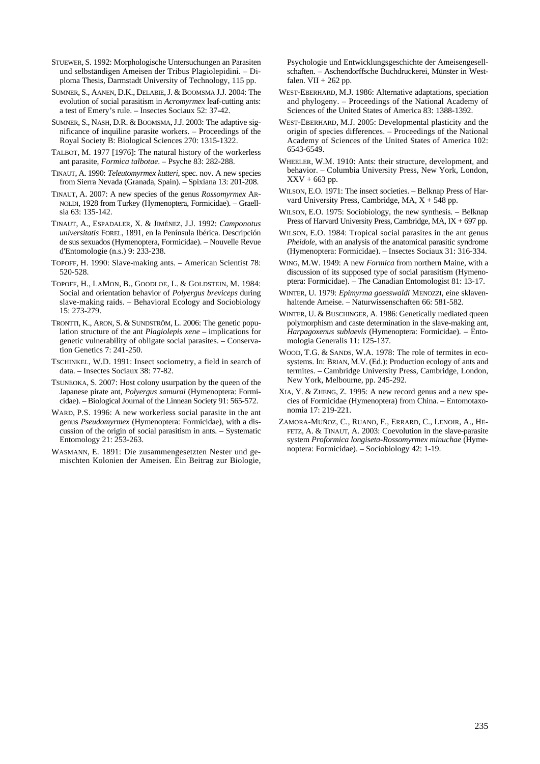STUEWER, S. 1992: Morphologische Untersuchungen an Parasiten und selbständigen Ameisen der Tribus Plagiolepidini. – Diploma Thesis, Darmstadt University of Technology, 115 pp.

SUMNER, S., AANEN, D.K., DELABIE, J. & BOOMSMA J.J. 2004: The evolution of social parasitism in *Acromyrmex* leaf-cutting ants: a test of Emery's rule. – Insectes Sociaux 52: 37-42.

SUMNER, S., NASH, D.R. & BOOMSMA, J.J. 2003: The adaptive significance of inquiline parasite workers. – Proceedings of the Royal Society B: Biological Sciences 270: 1315-1322.

TALBOT, M. 1977 [1976]: The natural history of the workerless ant parasite, *Formica talbotae*. – Psyche 83: 282-288.

TINAUT, A. 1990: *Teleutomyrmex kutteri*, spec. nov. A new species from Sierra Nevada (Granada, Spain). – Spixiana 13: 201-208.

TINAUT, A. 2007: A new species of the genus *Rossomyrmex* ARNOLDI, 1928 from Turkey (Hymenoptera, Formicidae). – Graellsia 63: 135-142.

TINAUT, A., ESPADALER, X. & JIMÉNEZ, J.J. 1992: *Camponotus universitatis* FOREL, 1891, en la Península Ibérica. Descripción de sus sexuados (Hymenoptera, Formicidae). – Nouvelle Revue d'Entomologie (n.s.) 9: 233-238.

TOPOFF, H. 1990: Slave-making ants. – American Scientist 78: 520-528.

TOPOFF, H., LAMON, B., GOODLOE, L. & GOLDSTEIN, M. 1984: Social and orientation behavior of *Polyergus breviceps* during slave-making raids. – Behavioral Ecology and Sociobiology 15: 273-279.

TRONTTI, K., ARON, S. & SUNDSTRÖM, L. 2006: The genetic population structure of the ant *Plagiolepis xene* – implications for genetic vulnerability of obligate social parasites. – Conservation Genetics 7: 241-250.

TSCHINKEL, W.D. 1991: Insect sociometry, a field in search of data. – Insectes Sociaux 38: 77-82.

TSUNEOKA, S. 2007: Host colony usurpation by the queen of the Japanese pirate ant, *Polyergus samurai* (Hymenoptera: Formicidae). – Biological Journal of the Linnean Society 91: 565-572.

WARD, P.S. 1996: A new workerless social parasite in the ant genus *Pseudomyrmex* (Hymenoptera: Formicidae), with a discussion of the origin of social parasitism in ants. – Systematic Entomology 21: 253-263.

WASMANN, E. 1891: Die zusammengesetzten Nester und gemischten Kolonien der Ameisen. Ein Beitrag zur Biologie, Psychologie und Entwicklungsgeschichte der Ameisengesellschaften. – Aschendorffsche Buchdruckerei, Münster in Westfalen. VII + 262 pp.

WEST-EBERHARD, M.J. 1986: Alternative adaptations, speciation and phylogeny. – Proceedings of the National Academy of Sciences of the United States of America 83: 1388-1392.

WEST-EBERHARD, M.J. 2005: Developmental plasticity and the origin of species differences. – Proceedings of the National Academy of Sciences of the United States of America 102: 6543-6549.

WHEELER, W.M. 1910: Ants: their structure, development, and behavior. – Columbia University Press, New York, London, XXV + 663 pp.

WILSON, E.O. 1971: The insect societies. – Belknap Press of Harvard University Press, Cambridge, MA, X + 548 pp.

WILSON, E.O. 1975: Sociobiology, the new synthesis. – Belknap Press of Harvard University Press, Cambridge, MA, IX + 697 pp.

WILSON, E.O. 1984: Tropical social parasites in the ant genus *Pheidole*, with an analysis of the anatomical parasitic syndrome (Hymenoptera: Formicidae). – Insectes Sociaux 31: 316-334.

WING, M.W. 1949: A new *Formica* from northern Maine, with a discussion of its supposed type of social parasitism (Hymenoptera: Formicidae). – The Canadian Entomologist 81: 13-17.

WINTER, U. 1979: *Epimyrma goesswaldi* MENOZZI, eine sklavenhaltende Ameise. – Naturwissenschaften 66: 581-582.

WINTER, U. & BUSCHINGER, A. 1986: Genetically mediated queen polymorphism and caste determination in the slave-making ant, *Harpagoxenus sublaevis* (Hymenoptera: Formicidae). – Entomologia Generalis 11: 125-137.

WOOD, T.G. & SANDS, W.A. 1978: The role of termites in ecosystems. In: BRIAN, M.V. (Ed.): Production ecology of ants and termites. – Cambridge University Press, Cambridge, London, New York, Melbourne, pp. 245-292.

XIA, Y. & ZHENG, Z. 1995: A new record genus and a new species of Formicidae (Hymenoptera) from China. – Entomotaxonomia 17: 219-221.

ZAMORA-MUÑOZ, C., RUANO, F., ERRARD, C., LENOIR, A., HEFETZ, A. & TINAUT, A. 2003: Coevolution in the slave-parasite system *Proformica longiseta-Rossomyrmex minuchae* (Hymenoptera: Formicidae). – Sociobiology 42: 1-19.